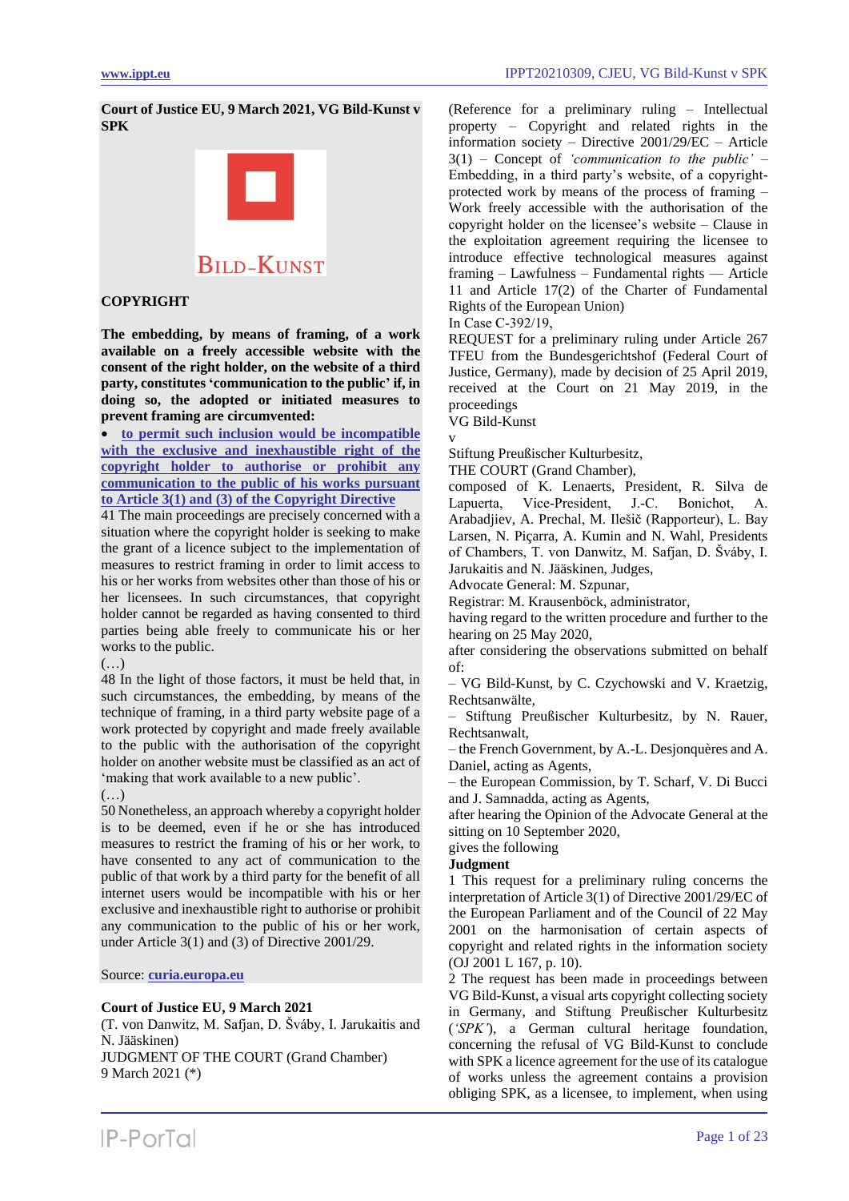**Court of Justice EU, 9 March 2021, VG Bild-Kunst v SPK**

BILD-KUNST

**COPYRIGHT**

**The embedding, by means of framing, of a work available on a freely accessible website with the consent of the right holder, on the website of a third party, constitutes 'communication to the public' if, in doing so, the adopted or initiated measures to prevent framing are circumvented:**

- **to permit such inclusion would be incompatible with the exclusive and inexhaustible right of the copyright holder to authorise or prohibit any communication to the public of his works pursuant to Article 3(1) and (3) of the Copyright Directive**

41 The main proceedings are precisely concerned with a situation where the copyright holder is seeking to make the grant of a licence subject to the implementation of measures to restrict framing in order to limit access to his or her works from websites other than those of his or her licensees. In such circumstances, that copyright holder cannot be regarded as having consented to third parties being able freely to communicate his or her works to the public.

(…)

48 In the light of those factors, it must be held that, in such circumstances, the embedding, by means of the technique of framing, in a third party website page of a work protected by copyright and made freely available to the public with the authorisation of the copyright holder on another website must be classified as an act of 'making that work available to a new public'.

(…)

50 Nonetheless, an approach whereby a copyright holder is to be deemed, even if he or she has introduced measures to restrict the framing of his or her work, to have consented to any act of communication to the public of that work by a third party for the benefit of all internet users would be incompatible with his or her exclusive and inexhaustible right to authorise or prohibit any communication to the public of his or her work, under Article 3(1) and (3) of Directive 2001/29.

Source: **curia.europa.eu**

**Court of Justice EU, 9 March 2021**

(T. von Danwitz, M. Safjan, D. Šváby, I. Jarukaitis and N. Jääskinen)

JUDGMENT OF THE COURT (Grand Chamber)

9 March 2021 (*)

(Reference for a preliminary ruling – Intellectual property – Copyright and related rights in the information society – Directive 2001/29/EC – Article 3(1) – Concept of *'communication to the public'* – Embedding, in a third party's website, of a copyright-protected work by means of the process of framing – Work freely accessible with the authorisation of the copyright holder on the licensee's website – Clause in the exploitation agreement requiring the licensee to introduce effective technological measures against framing – Lawfulness – Fundamental rights — Article 11 and Article 17(2) of the Charter of Fundamental Rights of the European Union)

In Case C-392/19,

REQUEST for a preliminary ruling under Article 267 TFEU from the Bundesgerichtshof (Federal Court of Justice, Germany), made by decision of 25 April 2019, received at the Court on 21 May 2019, in the proceedings

VG Bild-Kunst

v

Stiftung Preußischer Kulturbesitz,

THE COURT (Grand Chamber),

composed of K. Lenaerts, President, R. Silva de Lapuerta, Vice-President, J.-C. Bonichot, A. Arabadjiev, A. Prechal, M. Ilešič (Rapporteur), L. Bay Larsen, N. Piçarra, A. Kumin and N. Wahl, Presidents of Chambers, T. von Danwitz, M. Safjan, D. Šváby, I. Jarukaitis and N. Jääskinen, Judges,

Advocate General: M. Szpunar,

Registrar: M. Krausenböck, administrator,

having regard to the written procedure and further to the hearing on 25 May 2020,

after considering the observations submitted on behalf of:

– VG Bild-Kunst, by C. Czychowski and V. Kraetzig, Rechtsanwälte,

– Stiftung Preußischer Kulturbesitz, by N. Rauer, Rechtsanwalt,

– the French Government, by A.-L. Desjonquères and A. Daniel, acting as Agents,

– the European Commission, by T. Scharf, V. Di Bucci and J. Samnadda, acting as Agents,

after hearing the Opinion of the Advocate General at the sitting on 10 September 2020,

gives the following

**Judgment**

1 This request for a preliminary ruling concerns the interpretation of Article 3(1) of Directive 2001/29/EC of the European Parliament and of the Council of 22 May 2001 on the harmonisation of certain aspects of copyright and related rights in the information society (OJ 2001 L 167, p. 10).

2 The request has been made in proceedings between VG Bild-Kunst, a visual arts copyright collecting society in Germany, and Stiftung Preußischer Kulturbesitz (*'SPK'*), a German cultural heritage foundation, concerning the refusal of VG Bild-Kunst to conclude with SPK a licence agreement for the use of its catalogue of works unless the agreement contains a provision obliging SPK, as a licensee, to implement, when using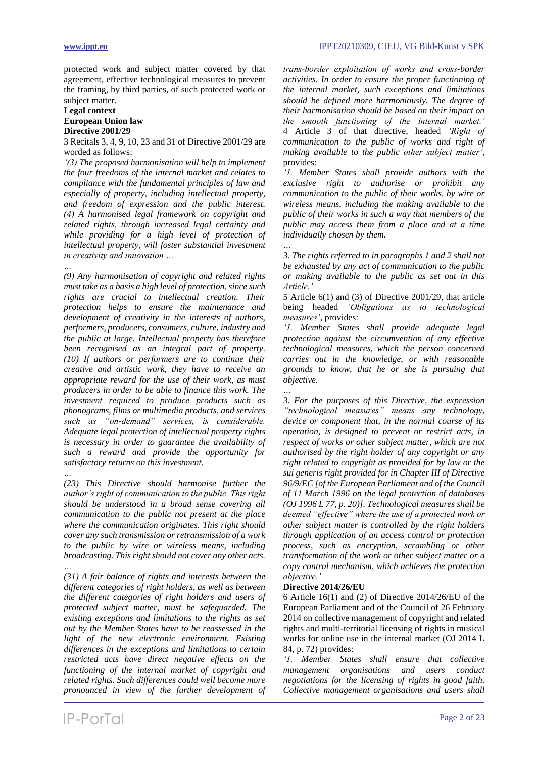protected work and subject matter covered by that agreement, effective technological measures to prevent the framing, by third parties, of such protected work or subject matter.

**Legal context**

**European Union law**

**Directive 2001/29**

3 Recitals 3, 4, 9, 10, 23 and 31 of Directive 2001/29 are worded as follows:

*'(3) The proposed harmonisation will help to implement the four freedoms of the internal market and relates to compliance with the fundamental principles of law and especially of property, including intellectual property, and freedom of expression and the public interest.*

*(4) A harmonised legal framework on copyright and related rights, through increased legal certainty and while providing for a high level of protection of intellectual property, will foster substantial investment in creativity and innovation …*

*…*

*(9) Any harmonisation of copyright and related rights must take as a basis a high level of protection, since such rights are crucial to intellectual creation. Their protection helps to ensure the maintenance and development of creativity in the interests of authors, performers, producers, consumers, culture, industry and the public at large. Intellectual property has therefore been recognised as an integral part of property.*

*(10) If authors or performers are to continue their creative and artistic work, they have to receive an appropriate reward for the use of their work, as must producers in order to be able to finance this work. The investment required to produce products such as phonograms, films or multimedia products, and services such as "on-demand" services, is considerable. Adequate legal protection of intellectual property rights is necessary in order to guarantee the availability of such a reward and provide the opportunity for satisfactory returns on this investment.*

*…*

*(23) This Directive should harmonise further the author's right of communication to the public. This right should be understood in a broad sense covering all communication to the public not present at the place where the communication originates. This right should cover any such transmission or retransmission of a work to the public by wire or wireless means, including broadcasting. This right should not cover any other acts.*

*…*

*(31) A fair balance of rights and interests between the different categories of right holders, as well as between the different categories of right holders and users of protected subject matter, must be safeguarded. The existing exceptions and limitations to the rights as set out by the Member States have to be reassessed in the light of the new electronic environment. Existing differences in the exceptions and limitations to certain restricted acts have direct negative effects on the functioning of the internal market of copyright and related rights. Such differences could well become more pronounced in view of the further development of trans-border exploitation of works and cross-border activities. In order to ensure the proper functioning of the internal market, such exceptions and limitations should be defined more harmoniously. The degree of their harmonisation should be based on their impact on the smooth functioning of the internal market.'*

4 Article 3 of that directive, headed *'Right of communication to the public of works and right of making available to the public other subject matter'*, provides:

*'1. Member States shall provide authors with the exclusive right to authorise or prohibit any communication to the public of their works, by wire or wireless means, including the making available to the public of their works in such a way that members of the public may access them from a place and at a time individually chosen by them.*

*…*

*3. The rights referred to in paragraphs 1 and 2 shall not be exhausted by any act of communication to the public or making available to the public as set out in this Article.'*

5 Article 6(1) and (3) of Directive 2001/29, that article being headed *'Obligations as to technological measures'*, provides:

*'1. Member States shall provide adequate legal protection against the circumvention of any effective technological measures, which the person concerned carries out in the knowledge, or with reasonable grounds to know, that he or she is pursuing that objective.*

*…*

*3. For the purposes of this Directive, the expression "technological measures" means any technology, device or component that, in the normal course of its operation, is designed to prevent or restrict acts, in respect of works or other subject matter, which are not authorised by the right holder of any copyright or any right related to copyright as provided for by law or the sui generis right provided for in Chapter III of Directive 96/9/EC [of the European Parliament and of the Council of 11 March 1996 on the legal protection of databases (OJ 1996 L 77, p. 20)]. Technological measures shall be deemed "effective" where the use of a protected work or other subject matter is controlled by the right holders through application of an access control or protection process, such as encryption, scrambling or other transformation of the work or other subject matter or a copy control mechanism, which achieves the protection objective.'*

**Directive 2014/26/EU**

6 Article 16(1) and (2) of Directive 2014/26/EU of the European Parliament and of the Council of 26 February 2014 on collective management of copyright and related rights and multi-territorial licensing of rights in musical works for online use in the internal market (OJ 2014 L 84, p. 72) provides:

*'1. Member States shall ensure that collective management organisations and users conduct negotiations for the licensing of rights in good faith. Collective management organisations and users shall*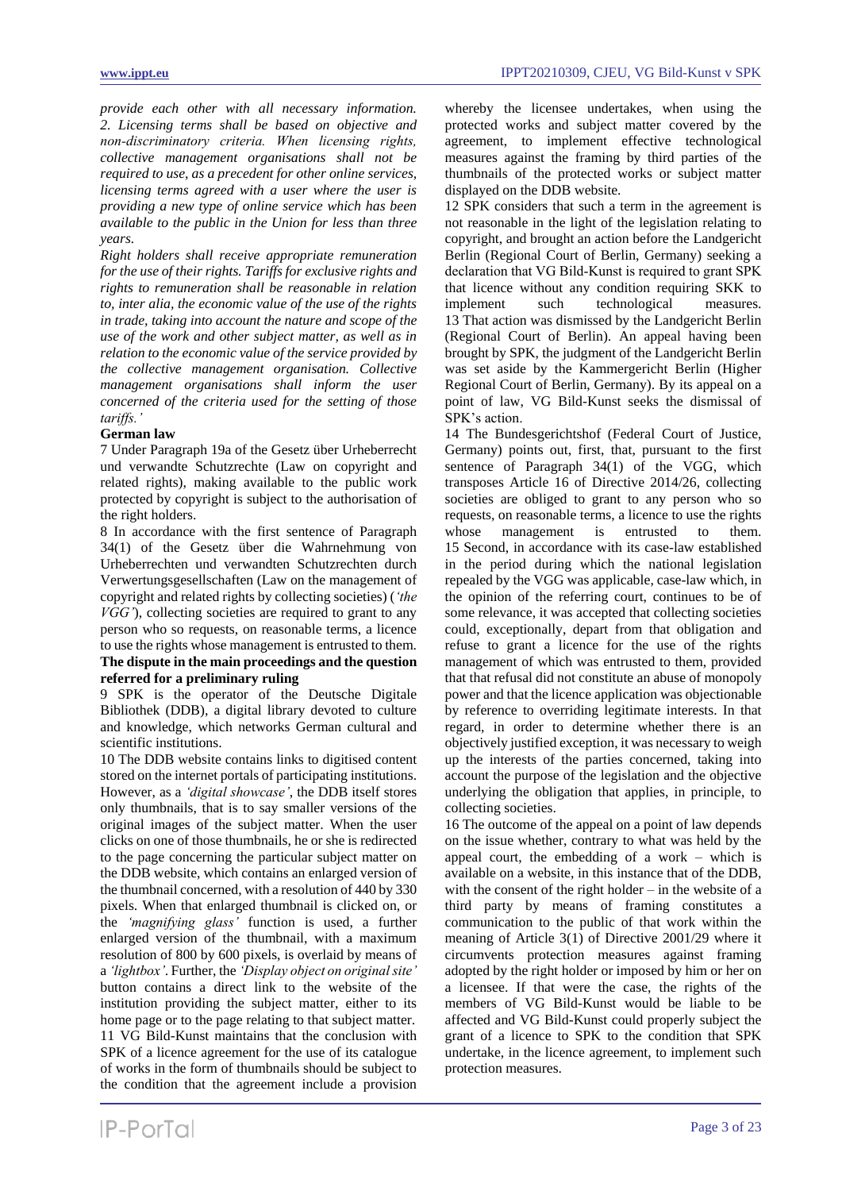*provide each other with all necessary information.*
*2. Licensing terms shall be based on objective and non-discriminatory criteria. When licensing rights, collective management organisations shall not be required to use, as a precedent for other online services, licensing terms agreed with a user where the user is providing a new type of online service which has been available to the public in the Union for less than three years.*
*Right holders shall receive appropriate remuneration for the use of their rights. Tariffs for exclusive rights and rights to remuneration shall be reasonable in relation to, inter alia, the economic value of the use of the rights in trade, taking into account the nature and scope of the use of the work and other subject matter, as well as in relation to the economic value of the service provided by the collective management organisation. Collective management organisations shall inform the user concerned of the criteria used for the setting of those tariffs.'*

**German law**

7 Under Paragraph 19a of the Gesetz über Urheberrecht und verwandte Schutzrechte (Law on copyright and related rights), making available to the public work protected by copyright is subject to the authorisation of the right holders.

8 In accordance with the first sentence of Paragraph 34(1) of the Gesetz über die Wahrnehmung von Urheberrechten und verwandten Schutzrechten durch Verwertungsgesellschaften (Law on the management of copyright and related rights by collecting societies) (*'the VGG'*), collecting societies are required to grant to any person who so requests, on reasonable terms, a licence to use the rights whose management is entrusted to them.

**The dispute in the main proceedings and the question referred for a preliminary ruling**

9 SPK is the operator of the Deutsche Digitale Bibliothek (DDB), a digital library devoted to culture and knowledge, which networks German cultural and scientific institutions.

10 The DDB website contains links to digitised content stored on the internet portals of participating institutions. However, as a *'digital showcase'*, the DDB itself stores only thumbnails, that is to say smaller versions of the original images of the subject matter. When the user clicks on one of those thumbnails, he or she is redirected to the page concerning the particular subject matter on the DDB website, which contains an enlarged version of the thumbnail concerned, with a resolution of 440 by 330 pixels. When that enlarged thumbnail is clicked on, or the *'magnifying glass'* function is used, a further enlarged version of the thumbnail, with a maximum resolution of 800 by 600 pixels, is overlaid by means of a *'lightbox'*. Further, the *'Display object on original site'* button contains a direct link to the website of the institution providing the subject matter, either to its home page or to the page relating to that subject matter.

11 VG Bild-Kunst maintains that the conclusion with SPK of a licence agreement for the use of its catalogue of works in the form of thumbnails should be subject to the condition that the agreement include a provision whereby the licensee undertakes, when using the protected works and subject matter covered by the agreement, to implement effective technological measures against the framing by third parties of the thumbnails of the protected works or subject matter displayed on the DDB website.

12 SPK considers that such a term in the agreement is not reasonable in the light of the legislation relating to copyright, and brought an action before the Landgericht Berlin (Regional Court of Berlin, Germany) seeking a declaration that VG Bild-Kunst is required to grant SPK that licence without any condition requiring SKK to implement such technological measures.

13 That action was dismissed by the Landgericht Berlin (Regional Court of Berlin). An appeal having been brought by SPK, the judgment of the Landgericht Berlin was set aside by the Kammergericht Berlin (Higher Regional Court of Berlin, Germany). By its appeal on a point of law, VG Bild-Kunst seeks the dismissal of SPK's action.

14 The Bundesgerichtshof (Federal Court of Justice, Germany) points out, first, that, pursuant to the first sentence of Paragraph 34(1) of the VGG, which transposes Article 16 of Directive 2014/26, collecting societies are obliged to grant to any person who so requests, on reasonable terms, a licence to use the rights whose management is entrusted to them.

15 Second, in accordance with its case-law established in the period during which the national legislation repealed by the VGG was applicable, case-law which, in the opinion of the referring court, continues to be of some relevance, it was accepted that collecting societies could, exceptionally, depart from that obligation and refuse to grant a licence for the use of the rights management of which was entrusted to them, provided that that refusal did not constitute an abuse of monopoly power and that the licence application was objectionable by reference to overriding legitimate interests. In that regard, in order to determine whether there is an objectively justified exception, it was necessary to weigh up the interests of the parties concerned, taking into account the purpose of the legislation and the objective underlying the obligation that applies, in principle, to collecting societies.

16 The outcome of the appeal on a point of law depends on the issue whether, contrary to what was held by the appeal court, the embedding of a work – which is available on a website, in this instance that of the DDB, with the consent of the right holder – in the website of a third party by means of framing constitutes a communication to the public of that work within the meaning of Article 3(1) of Directive 2001/29 where it circumvents protection measures against framing adopted by the right holder or imposed by him or her on a licensee. If that were the case, the rights of the members of VG Bild-Kunst would be liable to be affected and VG Bild-Kunst could properly subject the grant of a licence to SPK to the condition that SPK undertake, in the licence agreement, to implement such protection measures.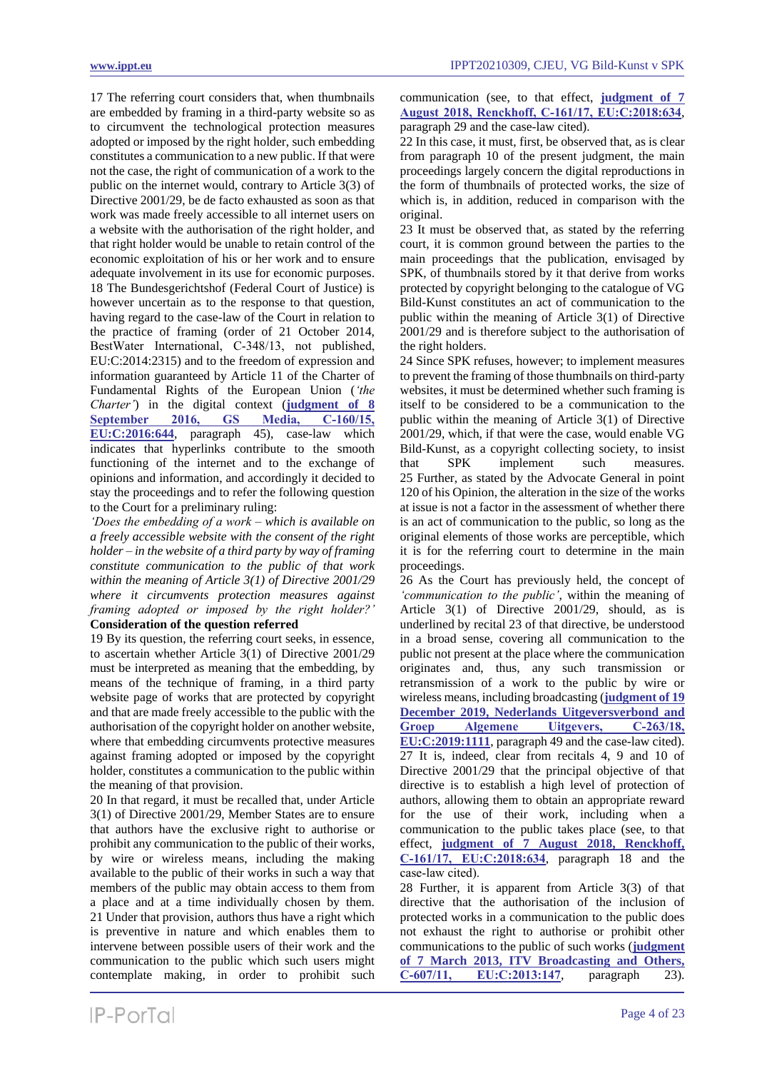17 The referring court considers that, when thumbnails are embedded by framing in a third-party website so as to circumvent the technological protection measures adopted or imposed by the right holder, such embedding constitutes a communication to a new public. If that were not the case, the right of communication of a work to the public on the internet would, contrary to Article 3(3) of Directive 2001/29, be de facto exhausted as soon as that work was made freely accessible to all internet users on a website with the authorisation of the right holder, and that right holder would be unable to retain control of the economic exploitation of his or her work and to ensure adequate involvement in its use for economic purposes.

18 The Bundesgerichtshof (Federal Court of Justice) is however uncertain as to the response to that question, having regard to the case-law of the Court in relation to the practice of framing (order of 21 October 2014, BestWater International, C-348/13, not published, EU:C:2014:2315) and to the freedom of expression and information guaranteed by Article 11 of the Charter of Fundamental Rights of the European Union (*'the Charter'*) in the digital context (**judgment of 8 September 2016, GS Media, C-160/15, EU:C:2016:644**, paragraph 45), case-law which indicates that hyperlinks contribute to the smooth functioning of the internet and to the exchange of opinions and information, and accordingly it decided to stay the proceedings and to refer the following question to the Court for a preliminary ruling:

*'Does the embedding of a work – which is available on a freely accessible website with the consent of the right holder – in the website of a third party by way of framing constitute communication to the public of that work within the meaning of Article 3(1) of Directive 2001/29 where it circumvents protection measures against framing adopted or imposed by the right holder?'*

**Consideration of the question referred**

19 By its question, the referring court seeks, in essence, to ascertain whether Article 3(1) of Directive 2001/29 must be interpreted as meaning that the embedding, by means of the technique of framing, in a third party website page of works that are protected by copyright and that are made freely accessible to the public with the authorisation of the copyright holder on another website, where that embedding circumvents protective measures against framing adopted or imposed by the copyright holder, constitutes a communication to the public within the meaning of that provision.

20 In that regard, it must be recalled that, under Article 3(1) of Directive 2001/29, Member States are to ensure that authors have the exclusive right to authorise or prohibit any communication to the public of their works, by wire or wireless means, including the making available to the public of their works in such a way that members of the public may obtain access to them from a place and at a time individually chosen by them.

21 Under that provision, authors thus have a right which is preventive in nature and which enables them to intervene between possible users of their work and the communication to the public which such users might contemplate making, in order to prohibit such communication (see, to that effect, **judgment of 7 August 2018, Renckhoff, C-161/17, EU:C:2018:634**, paragraph 29 and the case-law cited).

22 In this case, it must, first, be observed that, as is clear from paragraph 10 of the present judgment, the main proceedings largely concern the digital reproductions in the form of thumbnails of protected works, the size of which is, in addition, reduced in comparison with the original.

23 It must be observed that, as stated by the referring court, it is common ground between the parties to the main proceedings that the publication, envisaged by SPK, of thumbnails stored by it that derive from works protected by copyright belonging to the catalogue of VG Bild-Kunst constitutes an act of communication to the public within the meaning of Article 3(1) of Directive 2001/29 and is therefore subject to the authorisation of the right holders.

24 Since SPK refuses, however; to implement measures to prevent the framing of those thumbnails on third-party websites, it must be determined whether such framing is itself to be considered to be a communication to the public within the meaning of Article 3(1) of Directive 2001/29, which, if that were the case, would enable VG Bild-Kunst, as a copyright collecting society, to insist that SPK implement such measures.

25 Further, as stated by the Advocate General in point 120 of his Opinion, the alteration in the size of the works at issue is not a factor in the assessment of whether there is an act of communication to the public, so long as the original elements of those works are perceptible, which it is for the referring court to determine in the main proceedings.

26 As the Court has previously held, the concept of *'communication to the public'*, within the meaning of Article 3(1) of Directive 2001/29, should, as is underlined by recital 23 of that directive, be understood in a broad sense, covering all communication to the public not present at the place where the communication originates and, thus, any such transmission or retransmission of a work to the public by wire or wireless means, including broadcasting (**judgment of 19 December 2019, Nederlands Uitgeversverbond and Groep Algemene Uitgevers, C-263/18, EU:C:2019:1111**, paragraph 49 and the case-law cited).

27 It is, indeed, clear from recitals 4, 9 and 10 of Directive 2001/29 that the principal objective of that directive is to establish a high level of protection of authors, allowing them to obtain an appropriate reward for the use of their work, including when a communication to the public takes place (see, to that effect, **judgment of 7 August 2018, Renckhoff, C-161/17, EU:C:2018:634**, paragraph 18 and the case-law cited).

28 Further, it is apparent from Article 3(3) of that directive that the authorisation of the inclusion of protected works in a communication to the public does not exhaust the right to authorise or prohibit other communications to the public of such works (**judgment of 7 March 2013, ITV Broadcasting and Others, C-607/11, EU:C:2013:147**, paragraph 23).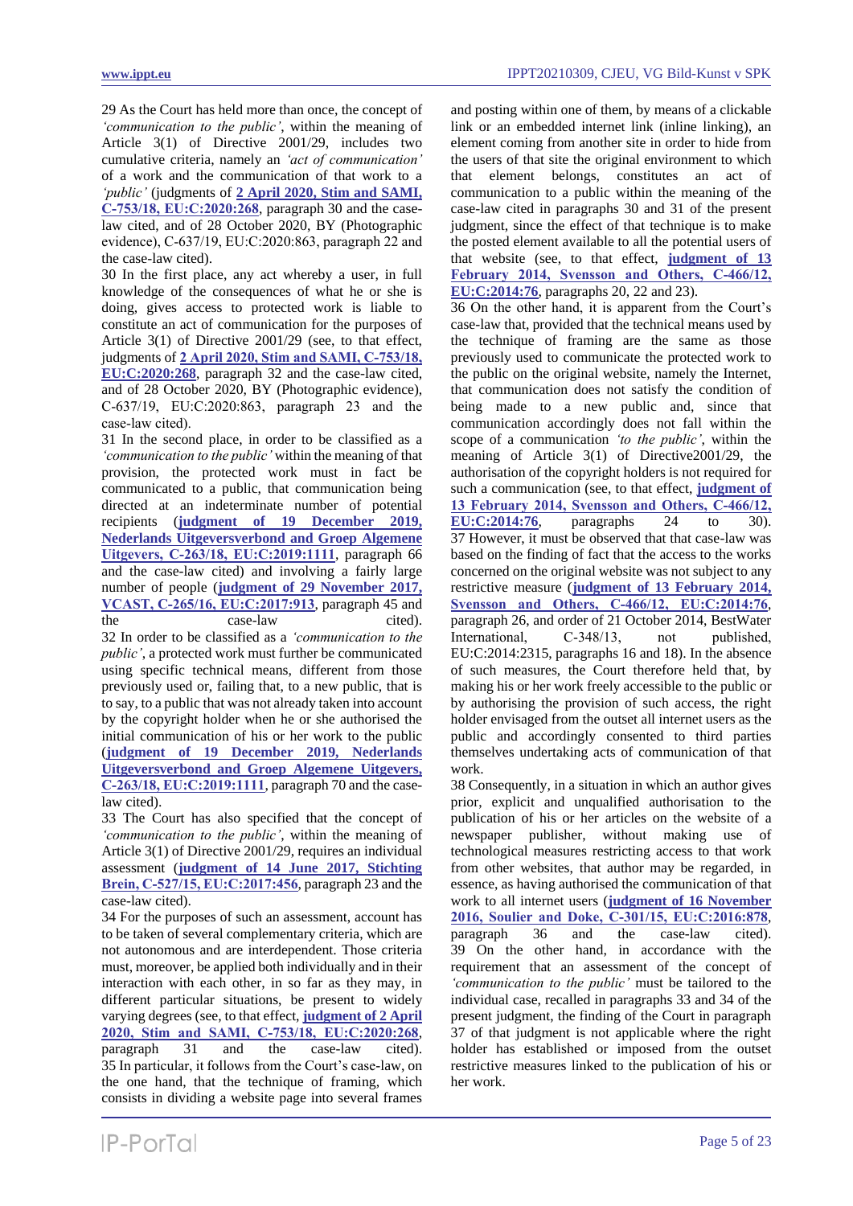29 As the Court has held more than once, the concept of *'communication to the public'*, within the meaning of Article 3(1) of Directive 2001/29, includes two cumulative criteria, namely an *'act of communication'* of a work and the communication of that work to a *'public'* (judgments of **2 April 2020, Stim and SAMI, C-753/18, EU:C:2020:268**, paragraph 30 and the case-law cited, and of 28 October 2020, BY (Photographic evidence), C-637/19, EU:C:2020:863, paragraph 22 and the case-law cited).

30 In the first place, any act whereby a user, in full knowledge of the consequences of what he or she is doing, gives access to protected work is liable to constitute an act of communication for the purposes of Article 3(1) of Directive 2001/29 (see, to that effect, judgments of **2 April 2020, Stim and SAMI, C-753/18, EU:C:2020:268**, paragraph 32 and the case-law cited, and of 28 October 2020, BY (Photographic evidence), C-637/19, EU:C:2020:863, paragraph 23 and the case-law cited).

31 In the second place, in order to be classified as a *'communication to the public'* within the meaning of that provision, the protected work must in fact be communicated to a public, that communication being directed at an indeterminate number of potential recipients (**judgment of 19 December 2019, Nederlands Uitgeversverbond and Groep Algemene Uitgevers, C-263/18, EU:C:2019:1111**, paragraph 66 and the case-law cited) and involving a fairly large number of people (**judgment of 29 November 2017, VCAST, C-265/16, EU:C:2017:913**, paragraph 45 and the case-law cited).

32 In order to be classified as a *'communication to the public'*, a protected work must further be communicated using specific technical means, different from those previously used or, failing that, to a new public, that is to say, to a public that was not already taken into account by the copyright holder when he or she authorised the initial communication of his or her work to the public (**judgment of 19 December 2019, Nederlands Uitgeversverbond and Groep Algemene Uitgevers, C-263/18, EU:C:2019:1111**, paragraph 70 and the case-law cited).

33 The Court has also specified that the concept of *'communication to the public'*, within the meaning of Article 3(1) of Directive 2001/29, requires an individual assessment (**judgment of 14 June 2017, Stichting Brein, C-527/15, EU:C:2017:456**, paragraph 23 and the case-law cited).

34 For the purposes of such an assessment, account has to be taken of several complementary criteria, which are not autonomous and are interdependent. Those criteria must, moreover, be applied both individually and in their interaction with each other, in so far as they may, in different particular situations, be present to widely varying degrees (see, to that effect, **judgment of 2 April 2020, Stim and SAMI, C-753/18, EU:C:2020:268**, paragraph 31 and the case-law cited).

35 In particular, it follows from the Court's case-law, on the one hand, that the technique of framing, which consists in dividing a website page into several frames and posting within one of them, by means of a clickable link or an embedded internet link (inline linking), an element coming from another site in order to hide from the users of that site the original environment to which that element belongs, constitutes an act of communication to a public within the meaning of the case-law cited in paragraphs 30 and 31 of the present judgment, since the effect of that technique is to make the posted element available to all the potential users of that website (see, to that effect, **judgment of 13 February 2014, Svensson and Others, C-466/12, EU:C:2014:76**, paragraphs 20, 22 and 23).

36 On the other hand, it is apparent from the Court's case-law that, provided that the technical means used by the technique of framing are the same as those previously used to communicate the protected work to the public on the original website, namely the Internet, that communication does not satisfy the condition of being made to a new public and, since that communication accordingly does not fall within the scope of a communication *'to the public'*, within the meaning of Article 3(1) of Directive2001/29, the authorisation of the copyright holders is not required for such a communication (see, to that effect, **judgment of 13 February 2014, Svensson and Others, C-466/12, EU:C:2014:76**, paragraphs 24 to 30).

37 However, it must be observed that that case-law was based on the finding of fact that the access to the works concerned on the original website was not subject to any restrictive measure (**judgment of 13 February 2014, Svensson and Others, C-466/12, EU:C:2014:76**, paragraph 26, and order of 21 October 2014, BestWater International, C-348/13, not published, EU:C:2014:2315, paragraphs 16 and 18). In the absence of such measures, the Court therefore held that, by making his or her work freely accessible to the public or by authorising the provision of such access, the right holder envisaged from the outset all internet users as the public and accordingly consented to third parties themselves undertaking acts of communication of that work.

38 Consequently, in a situation in which an author gives prior, explicit and unqualified authorisation to the publication of his or her articles on the website of a newspaper publisher, without making use of technological measures restricting access to that work from other websites, that author may be regarded, in essence, as having authorised the communication of that work to all internet users (**judgment of 16 November 2016, Soulier and Doke, C-301/15, EU:C:2016:878**, paragraph 36 and the case-law cited).

39 On the other hand, in accordance with the requirement that an assessment of the concept of *'communication to the public'* must be tailored to the individual case, recalled in paragraphs 33 and 34 of the present judgment, the finding of the Court in paragraph 37 of that judgment is not applicable where the right holder has established or imposed from the outset restrictive measures linked to the publication of his or her work.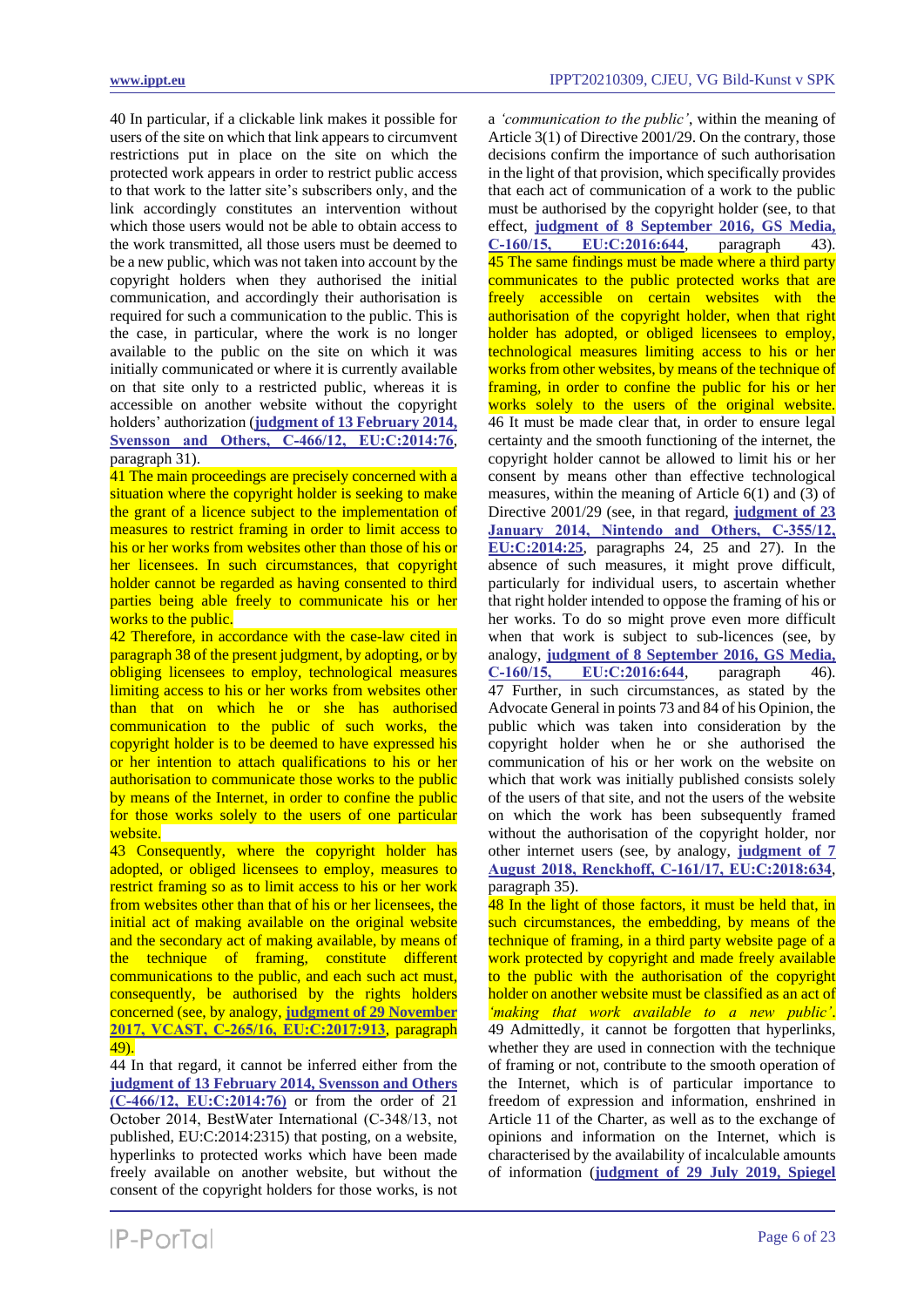40 In particular, if a clickable link makes it possible for users of the site on which that link appears to circumvent restrictions put in place on the site on which the protected work appears in order to restrict public access to that work to the latter site's subscribers only, and the link accordingly constitutes an intervention without which those users would not be able to obtain access to the work transmitted, all those users must be deemed to be a new public, which was not taken into account by the copyright holders when they authorised the initial communication, and accordingly their authorisation is required for such a communication to the public. This is the case, in particular, where the work is no longer available to the public on the site on which it was initially communicated or where it is currently available on that site only to a restricted public, whereas it is accessible on another website without the copyright holders' authorization (**judgment of 13 February 2014, Svensson and Others, C-466/12, EU:C:2014:76**, paragraph 31).

41 The main proceedings are precisely concerned with a situation where the copyright holder is seeking to make the grant of a licence subject to the implementation of measures to restrict framing in order to limit access to his or her works from websites other than those of his or her licensees. In such circumstances, that copyright holder cannot be regarded as having consented to third parties being able freely to communicate his or her works to the public.

42 Therefore, in accordance with the case-law cited in paragraph 38 of the present judgment, by adopting, or by obliging licensees to employ, technological measures limiting access to his or her works from websites other than that on which he or she has authorised communication to the public of such works, the copyright holder is to be deemed to have expressed his or her intention to attach qualifications to his or her authorisation to communicate those works to the public by means of the Internet, in order to confine the public for those works solely to the users of one particular website.

43 Consequently, where the copyright holder has adopted, or obliged licensees to employ, measures to restrict framing so as to limit access to his or her work from websites other than that of his or her licensees, the initial act of making available on the original website and the secondary act of making available, by means of the technique of framing, constitute different communications to the public, and each such act must, consequently, be authorised by the rights holders concerned (see, by analogy, **judgment of 29 November 2017, VCAST, C-265/16, EU:C:2017:913**, paragraph 49).

44 In that regard, it cannot be inferred either from the **judgment of 13 February 2014, Svensson and Others (C-466/12, EU:C:2014:76)** or from the order of 21 October 2014, BestWater International (C-348/13, not published, EU:C:2014:2315) that posting, on a website, hyperlinks to protected works which have been made freely available on another website, but without the consent of the copyright holders for those works, is not a *'communication to the public'*, within the meaning of Article 3(1) of Directive 2001/29. On the contrary, those decisions confirm the importance of such authorisation in the light of that provision, which specifically provides that each act of communication of a work to the public must be authorised by the copyright holder (see, to that effect, **judgment of 8 September 2016, GS Media, C-160/15, EU:C:2016:644**, paragraph 43).

45 The same findings must be made where a third party communicates to the public protected works that are freely accessible on certain websites with the authorisation of the copyright holder, when that right holder has adopted, or obliged licensees to employ, technological measures limiting access to his or her works from other websites, by means of the technique of framing, in order to confine the public for his or her works solely to the users of the original website.

46 It must be made clear that, in order to ensure legal certainty and the smooth functioning of the internet, the copyright holder cannot be allowed to limit his or her consent by means other than effective technological measures, within the meaning of Article 6(1) and (3) of Directive 2001/29 (see, in that regard, **judgment of 23 January 2014, Nintendo and Others, C-355/12, EU:C:2014:25**, paragraphs 24, 25 and 27). In the absence of such measures, it might prove difficult, particularly for individual users, to ascertain whether that right holder intended to oppose the framing of his or her works. To do so might prove even more difficult when that work is subject to sub-licences (see, by analogy, **judgment of 8 September 2016, GS Media, C-160/15, EU:C:2016:644**, paragraph 46).

47 Further, in such circumstances, as stated by the Advocate General in points 73 and 84 of his Opinion, the public which was taken into consideration by the copyright holder when he or she authorised the communication of his or her work on the website on which that work was initially published consists solely of the users of that site, and not the users of the website on which the work has been subsequently framed without the authorisation of the copyright holder, nor other internet users (see, by analogy, **judgment of 7 August 2018, Renckhoff, C-161/17, EU:C:2018:634**, paragraph 35).

48 In the light of those factors, it must be held that, in such circumstances, the embedding, by means of the technique of framing, in a third party website page of a work protected by copyright and made freely available to the public with the authorisation of the copyright holder on another website must be classified as an act of *'making that work available to a new public'*.

49 Admittedly, it cannot be forgotten that hyperlinks, whether they are used in connection with the technique of framing or not, contribute to the smooth operation of the Internet, which is of particular importance to freedom of expression and information, enshrined in Article 11 of the Charter, as well as to the exchange of opinions and information on the Internet, which is characterised by the availability of incalculable amounts of information (**judgment of 29 July 2019, Spiegel**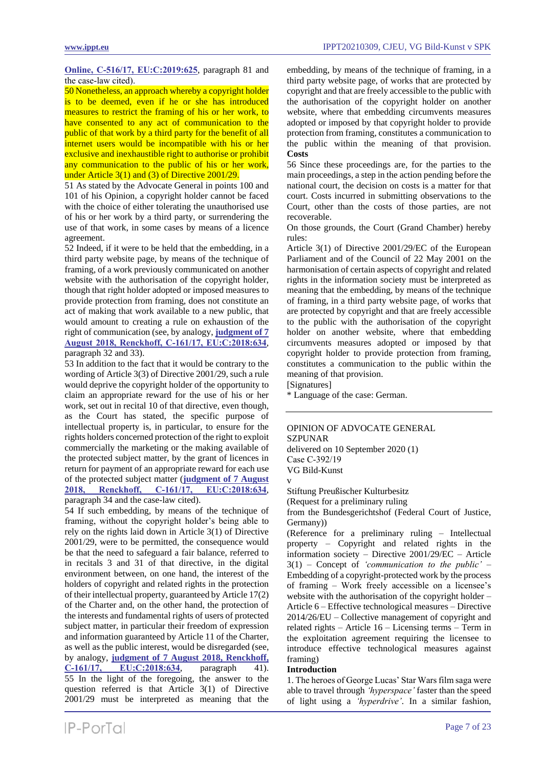[Online, C-516/17, EU:C:2019:625](#), paragraph 81 and the case-law cited).

50 Nonetheless, an approach whereby a copyright holder is to be deemed, even if he or she has introduced measures to restrict the framing of his or her work, to have consented to any act of communication to the public of that work by a third party for the benefit of all internet users would be incompatible with his or her exclusive and inexhaustible right to authorise or prohibit any communication to the public of his or her work, under Article 3(1) and (3) of Directive 2001/29.

51 As stated by the Advocate General in points 100 and 101 of his Opinion, a copyright holder cannot be faced with the choice of either tolerating the unauthorised use of his or her work by a third party, or surrendering the use of that work, in some cases by means of a licence agreement.

52 Indeed, if it were to be held that the embedding, in a third party website page, by means of the technique of framing, of a work previously communicated on another website with the authorisation of the copyright holder, though that right holder adopted or imposed measures to provide protection from framing, does not constitute an act of making that work available to a new public, that would amount to creating a rule on exhaustion of the right of communication (see, by analogy, **judgment of 7 August 2018, Renckhoff, C-161/17, EU:C:2018:634**, paragraph 32 and 33).

53 In addition to the fact that it would be contrary to the wording of Article 3(3) of Directive 2001/29, such a rule would deprive the copyright holder of the opportunity to claim an appropriate reward for the use of his or her work, set out in recital 10 of that directive, even though, as the Court has stated, the specific purpose of intellectual property is, in particular, to ensure for the rights holders concerned protection of the right to exploit commercially the marketing or the making available of the protected subject matter, by the grant of licences in return for payment of an appropriate reward for each use of the protected subject matter (**judgment of 7 August 2018, Renckhoff, C-161/17, EU:C:2018:634**, paragraph 34 and the case-law cited).

54 If such embedding, by means of the technique of framing, without the copyright holder's being able to rely on the rights laid down in Article 3(1) of Directive 2001/29, were to be permitted, the consequence would be that the need to safeguard a fair balance, referred to in recitals 3 and 31 of that directive, in the digital environment between, on one hand, the interest of the holders of copyright and related rights in the protection of their intellectual property, guaranteed by Article 17(2) of the Charter and, on the other hand, the protection of the interests and fundamental rights of users of protected subject matter, in particular their freedom of expression and information guaranteed by Article 11 of the Charter, as well as the public interest, would be disregarded (see, by analogy, **judgment of 7 August 2018, Renckhoff, C-161/17, EU:C:2018:634**, paragraph 41).

55 In the light of the foregoing, the answer to the question referred is that Article 3(1) of Directive 2001/29 must be interpreted as meaning that the embedding, by means of the technique of framing, in a third party website page, of works that are protected by copyright and that are freely accessible to the public with the authorisation of the copyright holder on another website, where that embedding circumvents measures adopted or imposed by that copyright holder to provide protection from framing, constitutes a communication to the public within the meaning of that provision.

**Costs**

56 Since these proceedings are, for the parties to the main proceedings, a step in the action pending before the national court, the decision on costs is a matter for that court. Costs incurred in submitting observations to the Court, other than the costs of those parties, are not recoverable.

On those grounds, the Court (Grand Chamber) hereby rules:

Article 3(1) of Directive 2001/29/EC of the European Parliament and of the Council of 22 May 2001 on the harmonisation of certain aspects of copyright and related rights in the information society must be interpreted as meaning that the embedding, by means of the technique of framing, in a third party website page, of works that are protected by copyright and that are freely accessible to the public with the authorisation of the copyright holder on another website, where that embedding circumvents measures adopted or imposed by that copyright holder to provide protection from framing, constitutes a communication to the public within the meaning of that provision.

[Signatures]

\* Language of the case: German.

---

OPINION OF ADVOCATE GENERAL SZPUNAR

delivered on 10 September 2020 (1)

Case C-392/19

VG Bild-Kunst

v

Stiftung Preußischer Kulturbesitz

(Request for a preliminary ruling from the Bundesgerichtshof (Federal Court of Justice, Germany))

(Reference for a preliminary ruling – Intellectual property – Copyright and related rights in the information society – Directive 2001/29/EC – Article 3(1) – Concept of *'communication to the public'* – Embedding of a copyright-protected work by the process of framing – Work freely accessible on a licensee's website with the authorisation of the copyright holder – Article 6 – Effective technological measures – Directive 2014/26/EU – Collective management of copyright and related rights – Article 16 – Licensing terms – Term in the exploitation agreement requiring the licensee to introduce effective technological measures against framing)

**Introduction**

1. The heroes of George Lucas' Star Wars film saga were able to travel through *'hyperspace'* faster than the speed of light using a *'hyperdrive'*. In a similar fashion,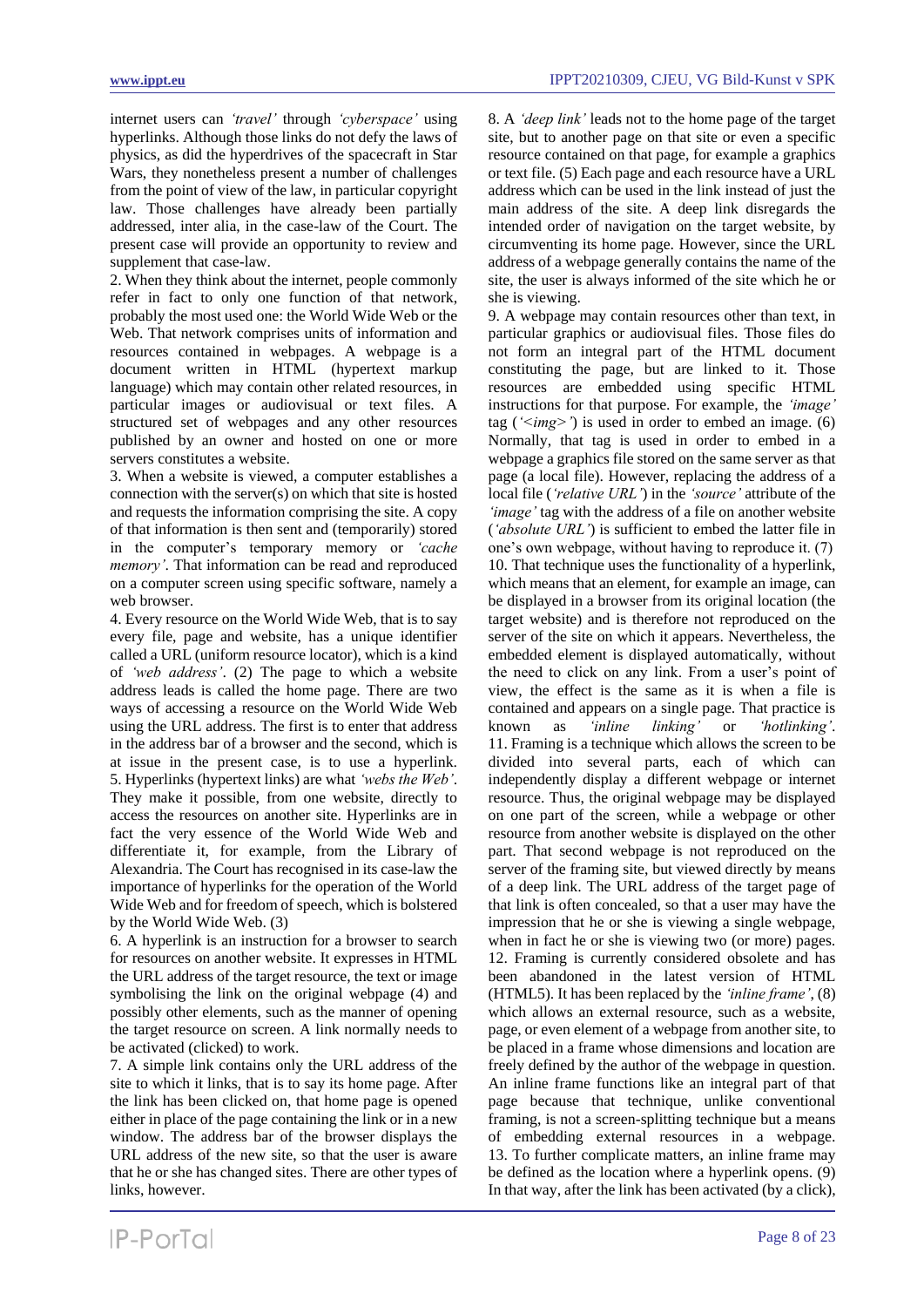internet users can *'travel'* through *'cyberspace'* using hyperlinks. Although those links do not defy the laws of physics, as did the hyperdrives of the spacecraft in Star Wars, they nonetheless present a number of challenges from the point of view of the law, in particular copyright law. Those challenges have already been partially addressed, inter alia, in the case-law of the Court. The present case will provide an opportunity to review and supplement that case-law.

2. When they think about the internet, people commonly refer in fact to only one function of that network, probably the most used one: the World Wide Web or the Web. That network comprises units of information and resources contained in webpages. A webpage is a document written in HTML (hypertext markup language) which may contain other related resources, in particular images or audiovisual or text files. A structured set of webpages and any other resources published by an owner and hosted on one or more servers constitutes a website.

3. When a website is viewed, a computer establishes a connection with the server(s) on which that site is hosted and requests the information comprising the site. A copy of that information is then sent and (temporarily) stored in the computer's temporary memory or *'cache memory'*. That information can be read and reproduced on a computer screen using specific software, namely a web browser.

4. Every resource on the World Wide Web, that is to say every file, page and website, has a unique identifier called a URL (uniform resource locator), which is a kind of *'web address'*. (2) The page to which a website address leads is called the home page. There are two ways of accessing a resource on the World Wide Web using the URL address. The first is to enter that address in the address bar of a browser and the second, which is at issue in the present case, is to use a hyperlink.

5. Hyperlinks (hypertext links) are what *'webs the Web'*. They make it possible, from one website, directly to access the resources on another site. Hyperlinks are in fact the very essence of the World Wide Web and differentiate it, for example, from the Library of Alexandria. The Court has recognised in its case-law the importance of hyperlinks for the operation of the World Wide Web and for freedom of speech, which is bolstered by the World Wide Web. (3)

6. A hyperlink is an instruction for a browser to search for resources on another website. It expresses in HTML the URL address of the target resource, the text or image symbolising the link on the original webpage (4) and possibly other elements, such as the manner of opening the target resource on screen. A link normally needs to be activated (clicked) to work.

7. A simple link contains only the URL address of the site to which it links, that is to say its home page. After the link has been clicked on, that home page is opened either in place of the page containing the link or in a new window. The address bar of the browser displays the URL address of the new site, so that the user is aware that he or she has changed sites. There are other types of links, however.

8. A *'deep link'* leads not to the home page of the target site, but to another page on that site or even a specific resource contained on that page, for example a graphics or text file. (5) Each page and each resource have a URL address which can be used in the link instead of just the main address of the site. A deep link disregards the intended order of navigation on the target website, by circumventing its home page. However, since the URL address of a webpage generally contains the name of the site, the user is always informed of the site which he or she is viewing.

9. A webpage may contain resources other than text, in particular graphics or audiovisual files. Those files do not form an integral part of the HTML document constituting the page, but are linked to it. Those resources are embedded using specific HTML instructions for that purpose. For example, the *'image'* tag (*'<img>'*) is used in order to embed an image. (6) Normally, that tag is used in order to embed in a webpage a graphics file stored on the same server as that page (a local file). However, replacing the address of a local file (*'relative URL'*) in the *'source'* attribute of the *'image'* tag with the address of a file on another website (*'absolute URL'*) is sufficient to embed the latter file in one's own webpage, without having to reproduce it. (7)

10. That technique uses the functionality of a hyperlink, which means that an element, for example an image, can be displayed in a browser from its original location (the target website) and is therefore not reproduced on the server of the site on which it appears. Nevertheless, the embedded element is displayed automatically, without the need to click on any link. From a user's point of view, the effect is the same as it is when a file is contained and appears on a single page. That practice is known as *'inline linking'* or *'hotlinking'*.

11. Framing is a technique which allows the screen to be divided into several parts, each of which can independently display a different webpage or internet resource. Thus, the original webpage may be displayed on one part of the screen, while a webpage or other resource from another website is displayed on the other part. That second webpage is not reproduced on the server of the framing site, but viewed directly by means of a deep link. The URL address of the target page of that link is often concealed, so that a user may have the impression that he or she is viewing a single webpage, when in fact he or she is viewing two (or more) pages.

12. Framing is currently considered obsolete and has been abandoned in the latest version of HTML (HTML5). It has been replaced by the *'inline frame'*, (8) which allows an external resource, such as a website, page, or even element of a webpage from another site, to be placed in a frame whose dimensions and location are freely defined by the author of the webpage in question. An inline frame functions like an integral part of that page because that technique, unlike conventional framing, is not a screen-splitting technique but a means of embedding external resources in a webpage.

13. To further complicate matters, an inline frame may be defined as the location where a hyperlink opens. (9) In that way, after the link has been activated (by a click),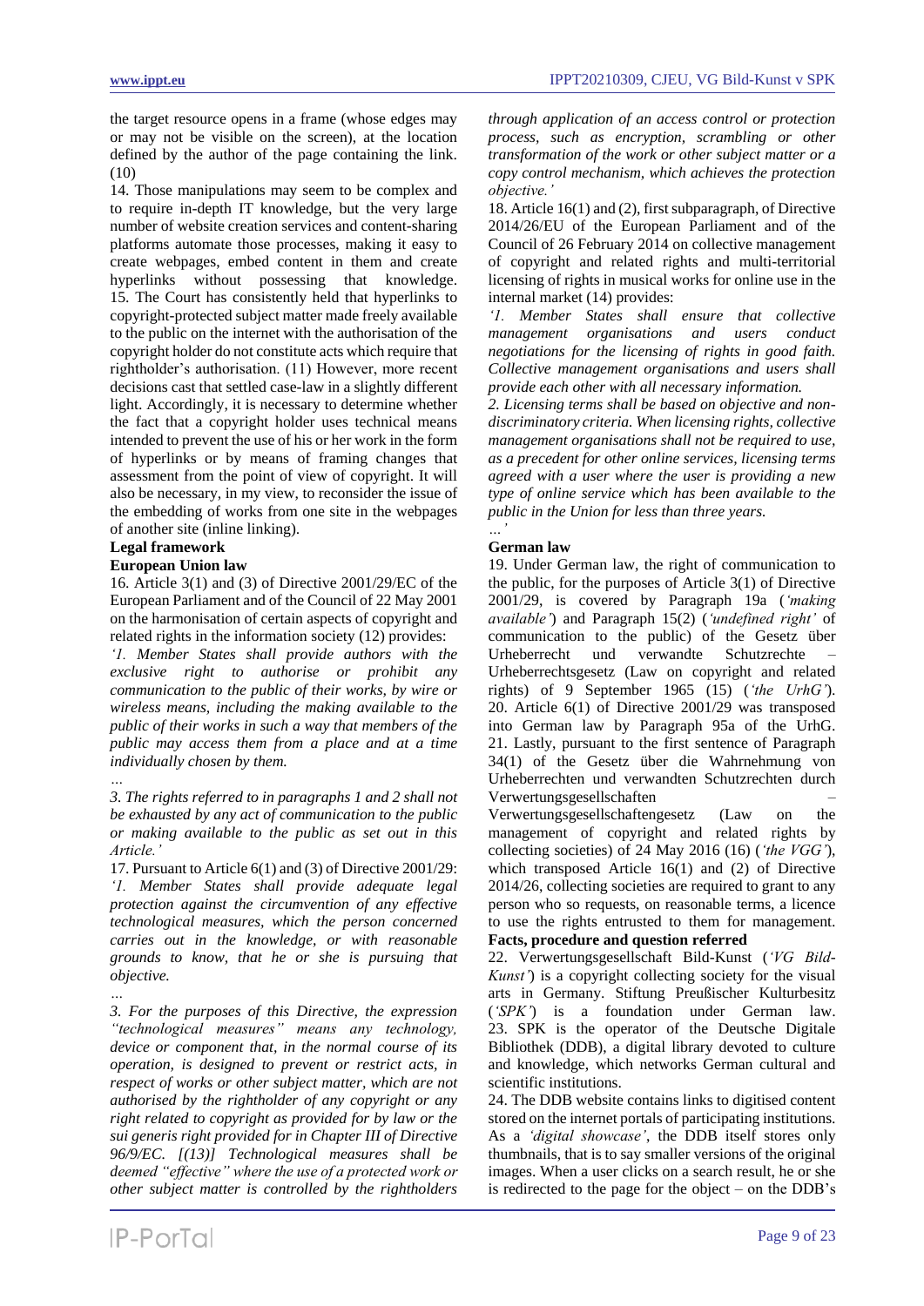the target resource opens in a frame (whose edges may or may not be visible on the screen), at the location defined by the author of the page containing the link. (10)

14. Those manipulations may seem to be complex and to require in-depth IT knowledge, but the very large number of website creation services and content-sharing platforms automate those processes, making it easy to create webpages, embed content in them and create hyperlinks without possessing that knowledge.

15. The Court has consistently held that hyperlinks to copyright-protected subject matter made freely available to the public on the internet with the authorisation of the copyright holder do not constitute acts which require that rightholder's authorisation. (11) However, more recent decisions cast that settled case-law in a slightly different light. Accordingly, it is necessary to determine whether the fact that a copyright holder uses technical means intended to prevent the use of his or her work in the form of hyperlinks or by means of framing changes that assessment from the point of view of copyright. It will also be necessary, in my view, to reconsider the issue of the embedding of works from one site in the webpages of another site (inline linking).

**Legal framework**

**European Union law**

16. Article 3(1) and (3) of Directive 2001/29/EC of the European Parliament and of the Council of 22 May 2001 on the harmonisation of certain aspects of copyright and related rights in the information society (12) provides:

*'1. Member States shall provide authors with the exclusive right to authorise or prohibit any communication to the public of their works, by wire or wireless means, including the making available to the public of their works in such a way that members of the public may access them from a place and at a time individually chosen by them.*

*…*

*3. The rights referred to in paragraphs 1 and 2 shall not be exhausted by any act of communication to the public or making available to the public as set out in this Article.'*

17. Pursuant to Article 6(1) and (3) of Directive 2001/29:

*'1. Member States shall provide adequate legal protection against the circumvention of any effective technological measures, which the person concerned carries out in the knowledge, or with reasonable grounds to know, that he or she is pursuing that objective.*

*…*

*3. For the purposes of this Directive, the expression "technological measures" means any technology, device or component that, in the normal course of its operation, is designed to prevent or restrict acts, in respect of works or other subject matter, which are not authorised by the rightholder of any copyright or any right related to copyright as provided for by law or the sui generis right provided for in Chapter III of Directive 96/9/EC. [(13)] Technological measures shall be deemed "effective" where the use of a protected work or other subject matter is controlled by the rightholders through application of an access control or protection process, such as encryption, scrambling or other transformation of the work or other subject matter or a copy control mechanism, which achieves the protection objective.'*

18. Article 16(1) and (2), first subparagraph, of Directive 2014/26/EU of the European Parliament and of the Council of 26 February 2014 on collective management of copyright and related rights and multi-territorial licensing of rights in musical works for online use in the internal market (14) provides:

*'1. Member States shall ensure that collective management organisations and users conduct negotiations for the licensing of rights in good faith. Collective management organisations and users shall provide each other with all necessary information.*

*2. Licensing terms shall be based on objective and non-discriminatory criteria. When licensing rights, collective management organisations shall not be required to use, as a precedent for other online services, licensing terms agreed with a user where the user is providing a new type of online service which has been available to the public in the Union for less than three years.*

*…'*

**German law**

19. Under German law, the right of communication to the public, for the purposes of Article 3(1) of Directive 2001/29, is covered by Paragraph 19a (*'making available'*) and Paragraph 15(2) (*'undefined right'* of communication to the public) of the Gesetz über Urheberrecht und verwandte Schutzrechte – Urheberrechtsgesetz (Law on copyright and related rights) of 9 September 1965 (15) (*'the UrhG'*).

20. Article 6(1) of Directive 2001/29 was transposed into German law by Paragraph 95a of the UrhG.

21. Lastly, pursuant to the first sentence of Paragraph 34(1) of the Gesetz über die Wahrnehmung von Urheberrechten und verwandten Schutzrechten durch Verwertungsgesellschaften – Verwertungsgesellschaftengesetz (Law on the management of copyright and related rights by collecting societies) of 24 May 2016 (16) (*'the VGG'*), which transposed Article 16(1) and (2) of Directive 2014/26, collecting societies are required to grant to any person who so requests, on reasonable terms, a licence to use the rights entrusted to them for management.

**Facts, procedure and question referred**

22. Verwertungsgesellschaft Bild-Kunst (*'VG Bild-Kunst'*) is a copyright collecting society for the visual arts in Germany. Stiftung Preußischer Kulturbesitz (*'SPK'*) is a foundation under German law.

23. SPK is the operator of the Deutsche Digitale Bibliothek (DDB), a digital library devoted to culture and knowledge, which networks German cultural and scientific institutions.

24. The DDB website contains links to digitised content stored on the internet portals of participating institutions. As a *'digital showcase'*, the DDB itself stores only thumbnails, that is to say smaller versions of the original images. When a user clicks on a search result, he or she is redirected to the page for the object – on the DDB's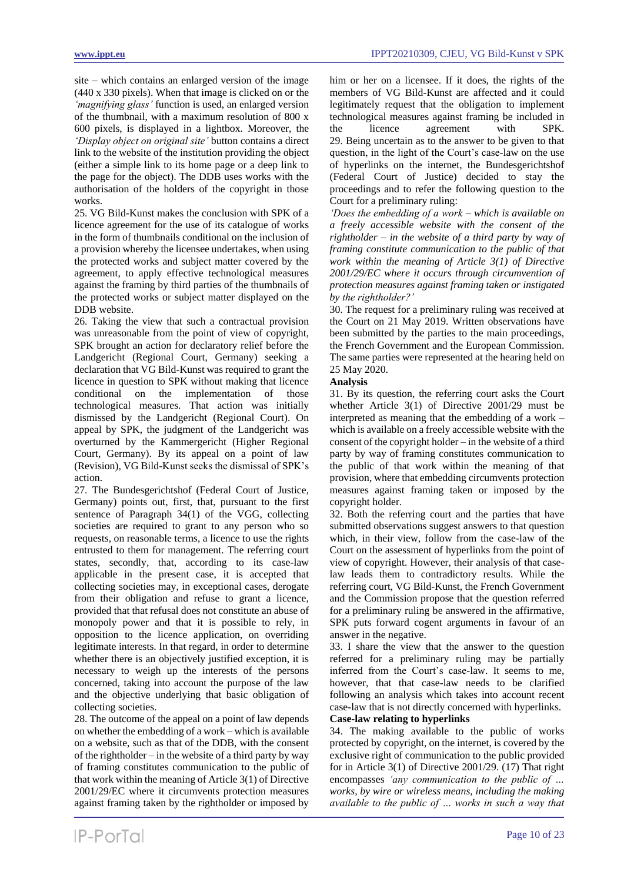site – which contains an enlarged version of the image (440 x 330 pixels). When that image is clicked on or the *'magnifying glass'* function is used, an enlarged version of the thumbnail, with a maximum resolution of 800 x 600 pixels, is displayed in a lightbox. Moreover, the *'Display object on original site'* button contains a direct link to the website of the institution providing the object (either a simple link to its home page or a deep link to the page for the object). The DDB uses works with the authorisation of the holders of the copyright in those works.

25. VG Bild-Kunst makes the conclusion with SPK of a licence agreement for the use of its catalogue of works in the form of thumbnails conditional on the inclusion of a provision whereby the licensee undertakes, when using the protected works and subject matter covered by the agreement, to apply effective technological measures against the framing by third parties of the thumbnails of the protected works or subject matter displayed on the DDB website.

26. Taking the view that such a contractual provision was unreasonable from the point of view of copyright, SPK brought an action for declaratory relief before the Landgericht (Regional Court, Germany) seeking a declaration that VG Bild-Kunst was required to grant the licence in question to SPK without making that licence conditional on the implementation of those technological measures. That action was initially dismissed by the Landgericht (Regional Court). On appeal by SPK, the judgment of the Landgericht was overturned by the Kammergericht (Higher Regional Court, Germany). By its appeal on a point of law (Revision), VG Bild-Kunst seeks the dismissal of SPK's action.

27. The Bundesgerichtshof (Federal Court of Justice, Germany) points out, first, that, pursuant to the first sentence of Paragraph 34(1) of the VGG, collecting societies are required to grant to any person who so requests, on reasonable terms, a licence to use the rights entrusted to them for management. The referring court states, secondly, that, according to its case-law applicable in the present case, it is accepted that collecting societies may, in exceptional cases, derogate from their obligation and refuse to grant a licence, provided that that refusal does not constitute an abuse of monopoly power and that it is possible to rely, in opposition to the licence application, on overriding legitimate interests. In that regard, in order to determine whether there is an objectively justified exception, it is necessary to weigh up the interests of the persons concerned, taking into account the purpose of the law and the objective underlying that basic obligation of collecting societies.

28. The outcome of the appeal on a point of law depends on whether the embedding of a work – which is available on a website, such as that of the DDB, with the consent of the rightholder – in the website of a third party by way of framing constitutes communication to the public of that work within the meaning of Article 3(1) of Directive 2001/29/EC where it circumvents protection measures against framing taken by the rightholder or imposed by him or her on a licensee. If it does, the rights of the members of VG Bild-Kunst are affected and it could legitimately request that the obligation to implement technological measures against framing be included in the licence agreement with SPK.

29. Being uncertain as to the answer to be given to that question, in the light of the Court's case-law on the use of hyperlinks on the internet, the Bundesgerichtshof (Federal Court of Justice) decided to stay the proceedings and to refer the following question to the Court for a preliminary ruling:

*'Does the embedding of a work – which is available on a freely accessible website with the consent of the rightholder – in the website of a third party by way of framing constitute communication to the public of that work within the meaning of Article 3(1) of Directive 2001/29/EC where it occurs through circumvention of protection measures against framing taken or instigated by the rightholder?'*

30. The request for a preliminary ruling was received at the Court on 21 May 2019. Written observations have been submitted by the parties to the main proceedings, the French Government and the European Commission. The same parties were represented at the hearing held on 25 May 2020.

**Analysis**

31. By its question, the referring court asks the Court whether Article 3(1) of Directive 2001/29 must be interpreted as meaning that the embedding of a work – which is available on a freely accessible website with the consent of the copyright holder – in the website of a third party by way of framing constitutes communication to the public of that work within the meaning of that provision, where that embedding circumvents protection measures against framing taken or imposed by the copyright holder.

32. Both the referring court and the parties that have submitted observations suggest answers to that question which, in their view, follow from the case-law of the Court on the assessment of hyperlinks from the point of view of copyright. However, their analysis of that case-law leads them to contradictory results. While the referring court, VG Bild-Kunst, the French Government and the Commission propose that the question referred for a preliminary ruling be answered in the affirmative, SPK puts forward cogent arguments in favour of an answer in the negative.

33. I share the view that the answer to the question referred for a preliminary ruling may be partially inferred from the Court's case-law. It seems to me, however, that that case-law needs to be clarified following an analysis which takes into account recent case-law that is not directly concerned with hyperlinks.

**Case-law relating to hyperlinks**

34. The making available to the public of works protected by copyright, on the internet, is covered by the exclusive right of communication to the public provided for in Article 3(1) of Directive 2001/29. (17) That right encompasses *'any communication to the public of … works, by wire or wireless means, including the making available to the public of … works in such a way that*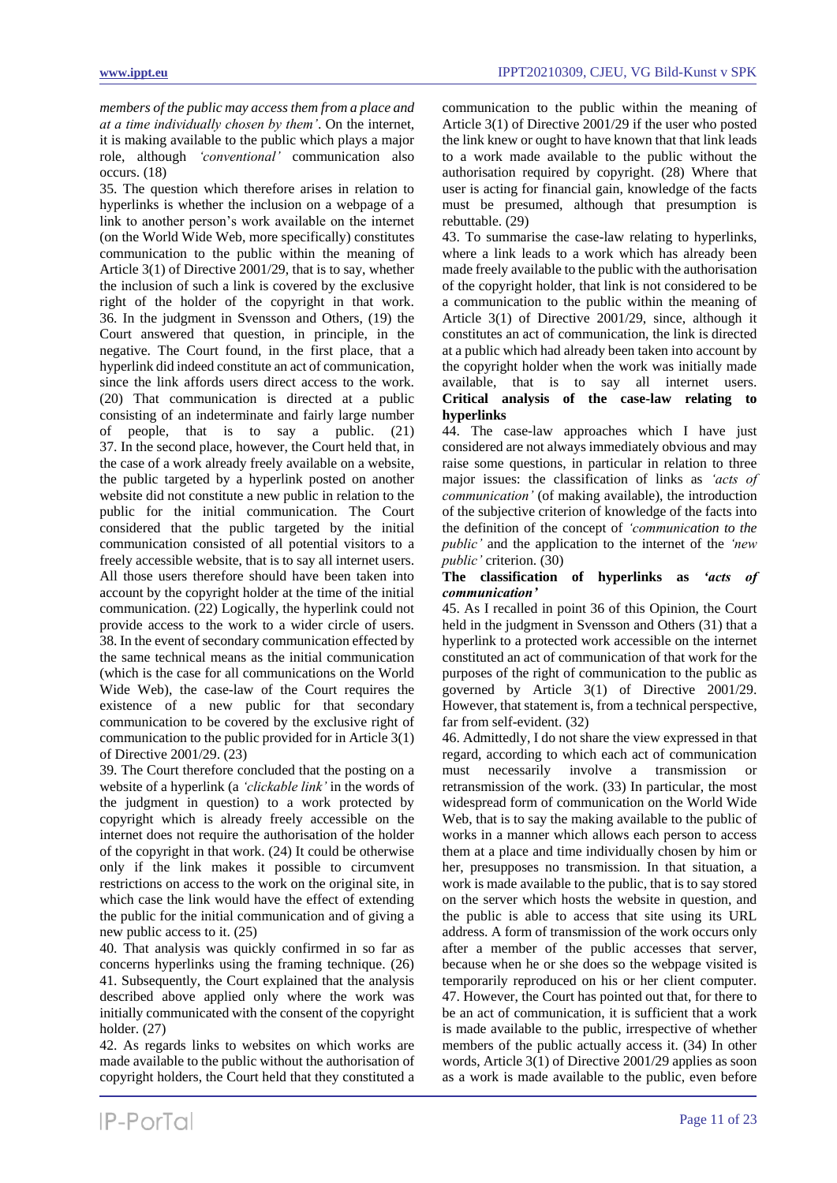*members of the public may access them from a place and at a time individually chosen by them'*. On the internet, it is making available to the public which plays a major role, although *'conventional'* communication also occurs. (18)

35. The question which therefore arises in relation to hyperlinks is whether the inclusion on a webpage of a link to another person's work available on the internet (on the World Wide Web, more specifically) constitutes communication to the public within the meaning of Article 3(1) of Directive 2001/29, that is to say, whether the inclusion of such a link is covered by the exclusive right of the holder of the copyright in that work.

36. In the judgment in Svensson and Others, (19) the Court answered that question, in principle, in the negative. The Court found, in the first place, that a hyperlink did indeed constitute an act of communication, since the link affords users direct access to the work. (20) That communication is directed at a public consisting of an indeterminate and fairly large number of people, that is to say a public. (21)

37. In the second place, however, the Court held that, in the case of a work already freely available on a website, the public targeted by a hyperlink posted on another website did not constitute a new public in relation to the public for the initial communication. The Court considered that the public targeted by the initial communication consisted of all potential visitors to a freely accessible website, that is to say all internet users. All those users therefore should have been taken into account by the copyright holder at the time of the initial communication. (22) Logically, the hyperlink could not provide access to the work to a wider circle of users.

38. In the event of secondary communication effected by the same technical means as the initial communication (which is the case for all communications on the World Wide Web), the case-law of the Court requires the existence of a new public for that secondary communication to be covered by the exclusive right of communication to the public provided for in Article 3(1) of Directive 2001/29. (23)

39. The Court therefore concluded that the posting on a website of a hyperlink (a *'clickable link'* in the words of the judgment in question) to a work protected by copyright which is already freely accessible on the internet does not require the authorisation of the holder of the copyright in that work. (24) It could be otherwise only if the link makes it possible to circumvent restrictions on access to the work on the original site, in which case the link would have the effect of extending the public for the initial communication and of giving a new public access to it. (25)

40. That analysis was quickly confirmed in so far as concerns hyperlinks using the framing technique. (26)

41. Subsequently, the Court explained that the analysis described above applied only where the work was initially communicated with the consent of the copyright holder. (27)

42. As regards links to websites on which works are made available to the public without the authorisation of copyright holders, the Court held that they constituted a communication to the public within the meaning of Article 3(1) of Directive 2001/29 if the user who posted the link knew or ought to have known that that link leads to a work made available to the public without the authorisation required by copyright. (28) Where that user is acting for financial gain, knowledge of the facts must be presumed, although that presumption is rebuttable. (29)

43. To summarise the case-law relating to hyperlinks, where a link leads to a work which has already been made freely available to the public with the authorisation of the copyright holder, that link is not considered to be a communication to the public within the meaning of Article 3(1) of Directive 2001/29, since, although it constitutes an act of communication, the link is directed at a public which had already been taken into account by the copyright holder when the work was initially made available, that is to say all internet users.

**Critical analysis of the case-law relating to hyperlinks**

44. The case-law approaches which I have just considered are not always immediately obvious and may raise some questions, in particular in relation to three major issues: the classification of links as *'acts of communication'* (of making available), the introduction of the subjective criterion of knowledge of the facts into the definition of the concept of *'communication to the public'* and the application to the internet of the *'new public'* criterion. (30)

**The classification of hyperlinks as *'acts of communication'***

45. As I recalled in point 36 of this Opinion, the Court held in the judgment in Svensson and Others (31) that a hyperlink to a protected work accessible on the internet constituted an act of communication of that work for the purposes of the right of communication to the public as governed by Article 3(1) of Directive 2001/29. However, that statement is, from a technical perspective, far from self-evident. (32)

46. Admittedly, I do not share the view expressed in that regard, according to which each act of communication must necessarily involve a transmission or retransmission of the work. (33) In particular, the most widespread form of communication on the World Wide Web, that is to say the making available to the public of works in a manner which allows each person to access them at a place and time individually chosen by him or her, presupposes no transmission. In that situation, a work is made available to the public, that is to say stored on the server which hosts the website in question, and the public is able to access that site using its URL address. A form of transmission of the work occurs only after a member of the public accesses that server, because when he or she does so the webpage visited is temporarily reproduced on his or her client computer.

47. However, the Court has pointed out that, for there to be an act of communication, it is sufficient that a work is made available to the public, irrespective of whether members of the public actually access it. (34) In other words, Article 3(1) of Directive 2001/29 applies as soon as a work is made available to the public, even before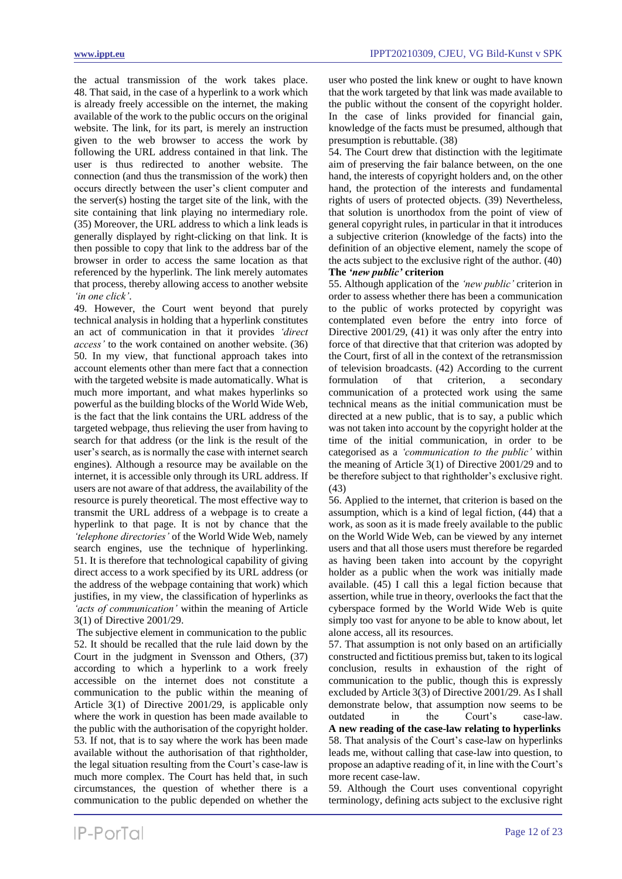the actual transmission of the work takes place.

48. That said, in the case of a hyperlink to a work which is already freely accessible on the internet, the making available of the work to the public occurs on the original website. The link, for its part, is merely an instruction given to the web browser to access the work by following the URL address contained in that link. The user is thus redirected to another website. The connection (and thus the transmission of the work) then occurs directly between the user's client computer and the server(s) hosting the target site of the link, with the site containing that link playing no intermediary role. (35) Moreover, the URL address to which a link leads is generally displayed by right-clicking on that link. It is then possible to copy that link to the address bar of the browser in order to access the same location as that referenced by the hyperlink. The link merely automates that process, thereby allowing access to another website *'in one click'*.

49. However, the Court went beyond that purely technical analysis in holding that a hyperlink constitutes an act of communication in that it provides *'direct access'* to the work contained on another website. (36)

50. In my view, that functional approach takes into account elements other than mere fact that a connection with the targeted website is made automatically. What is much more important, and what makes hyperlinks so powerful as the building blocks of the World Wide Web, is the fact that the link contains the URL address of the targeted webpage, thus relieving the user from having to search for that address (or the link is the result of the user's search, as is normally the case with internet search engines). Although a resource may be available on the internet, it is accessible only through its URL address. If users are not aware of that address, the availability of the resource is purely theoretical. The most effective way to transmit the URL address of a webpage is to create a hyperlink to that page. It is not by chance that the *'telephone directories'* of the World Wide Web, namely search engines, use the technique of hyperlinking.

51. It is therefore that technological capability of giving direct access to a work specified by its URL address (or the address of the webpage containing that work) which justifies, in my view, the classification of hyperlinks as *'acts of communication'* within the meaning of Article 3(1) of Directive 2001/29.

The subjective element in communication to the public

52. It should be recalled that the rule laid down by the Court in the judgment in Svensson and Others, (37) according to which a hyperlink to a work freely accessible on the internet does not constitute a communication to the public within the meaning of Article 3(1) of Directive 2001/29, is applicable only where the work in question has been made available to the public with the authorisation of the copyright holder.

53. If not, that is to say where the work has been made available without the authorisation of that rightholder, the legal situation resulting from the Court's case-law is much more complex. The Court has held that, in such circumstances, the question of whether there is a communication to the public depended on whether the user who posted the link knew or ought to have known that the work targeted by that link was made available to the public without the consent of the copyright holder. In the case of links provided for financial gain, knowledge of the facts must be presumed, although that presumption is rebuttable. (38)

54. The Court drew that distinction with the legitimate aim of preserving the fair balance between, on the one hand, the interests of copyright holders and, on the other hand, the protection of the interests and fundamental rights of users of protected objects. (39) Nevertheless, that solution is unorthodox from the point of view of general copyright rules, in particular in that it introduces a subjective criterion (knowledge of the facts) into the definition of an objective element, namely the scope of the acts subject to the exclusive right of the author. (40)

**The *'new public'* criterion**

55. Although application of the *'new public'* criterion in order to assess whether there has been a communication to the public of works protected by copyright was contemplated even before the entry into force of Directive 2001/29, (41) it was only after the entry into force of that directive that that criterion was adopted by the Court, first of all in the context of the retransmission of television broadcasts. (42) According to the current formulation of that criterion, a secondary communication of a protected work using the same technical means as the initial communication must be directed at a new public, that is to say, a public which was not taken into account by the copyright holder at the time of the initial communication, in order to be categorised as a *'communication to the public'* within the meaning of Article 3(1) of Directive 2001/29 and to be therefore subject to that rightholder's exclusive right. (43)

56. Applied to the internet, that criterion is based on the assumption, which is a kind of legal fiction, (44) that a work, as soon as it is made freely available to the public on the World Wide Web, can be viewed by any internet users and that all those users must therefore be regarded as having been taken into account by the copyright holder as a public when the work was initially made available. (45) I call this a legal fiction because that assertion, while true in theory, overlooks the fact that the cyberspace formed by the World Wide Web is quite simply too vast for anyone to be able to know about, let alone access, all its resources.

57. That assumption is not only based on an artificially constructed and fictitious premiss but, taken to its logical conclusion, results in exhaustion of the right of communication to the public, though this is expressly excluded by Article 3(3) of Directive 2001/29. As I shall demonstrate below, that assumption now seems to be outdated in the Court's case-law.

**A new reading of the case-law relating to hyperlinks**

58. That analysis of the Court's case-law on hyperlinks leads me, without calling that case-law into question, to propose an adaptive reading of it, in line with the Court's more recent case-law.

59. Although the Court uses conventional copyright terminology, defining acts subject to the exclusive right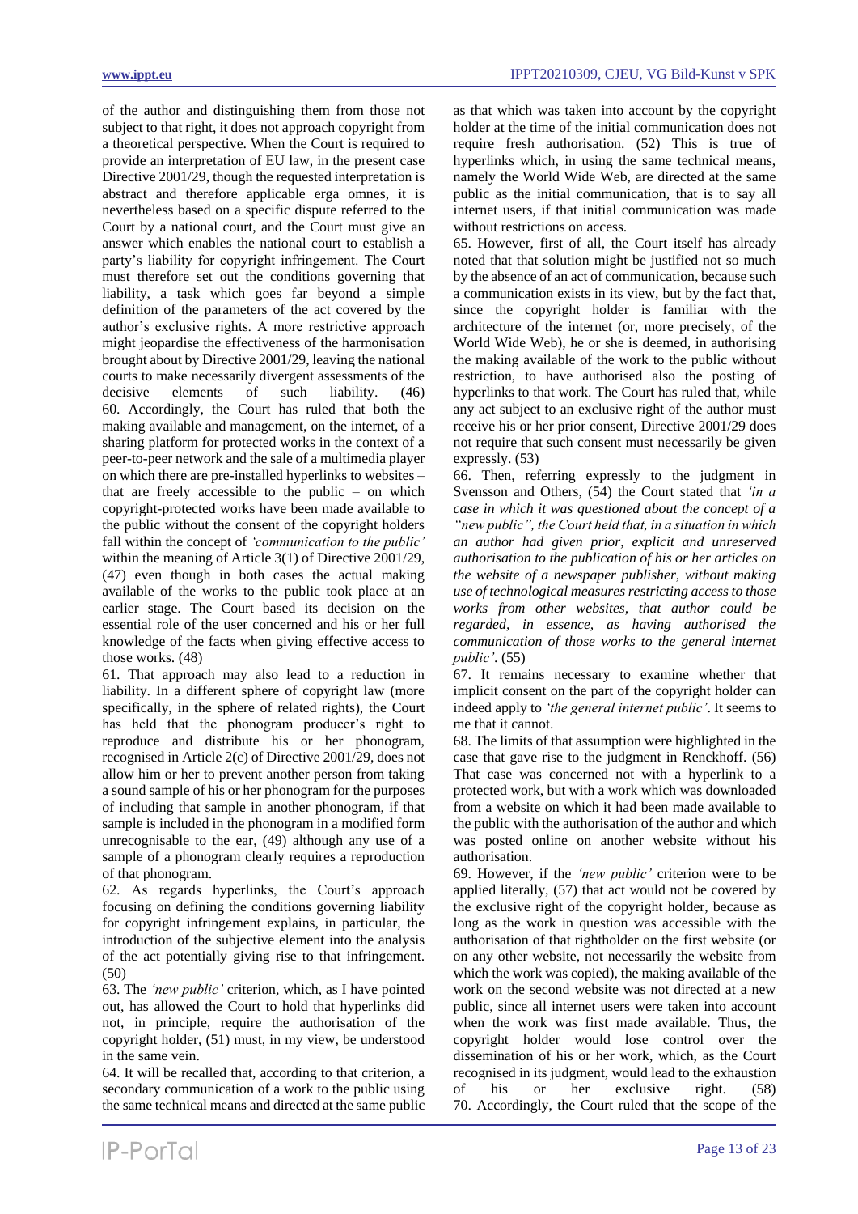of the author and distinguishing them from those not subject to that right, it does not approach copyright from a theoretical perspective. When the Court is required to provide an interpretation of EU law, in the present case Directive 2001/29, though the requested interpretation is abstract and therefore applicable erga omnes, it is nevertheless based on a specific dispute referred to the Court by a national court, and the Court must give an answer which enables the national court to establish a party's liability for copyright infringement. The Court must therefore set out the conditions governing that liability, a task which goes far beyond a simple definition of the parameters of the act covered by the author's exclusive rights. A more restrictive approach might jeopardise the effectiveness of the harmonisation brought about by Directive 2001/29, leaving the national courts to make necessarily divergent assessments of the decisive elements of such liability. (46)

60. Accordingly, the Court has ruled that both the making available and management, on the internet, of a sharing platform for protected works in the context of a peer-to-peer network and the sale of a multimedia player on which there are pre-installed hyperlinks to websites – that are freely accessible to the public – on which copyright-protected works have been made available to the public without the consent of the copyright holders fall within the concept of *'communication to the public'* within the meaning of Article 3(1) of Directive 2001/29, (47) even though in both cases the actual making available of the works to the public took place at an earlier stage. The Court based its decision on the essential role of the user concerned and his or her full knowledge of the facts when giving effective access to those works. (48)

61. That approach may also lead to a reduction in liability. In a different sphere of copyright law (more specifically, in the sphere of related rights), the Court has held that the phonogram producer's right to reproduce and distribute his or her phonogram, recognised in Article 2(c) of Directive 2001/29, does not allow him or her to prevent another person from taking a sound sample of his or her phonogram for the purposes of including that sample in another phonogram, if that sample is included in the phonogram in a modified form unrecognisable to the ear, (49) although any use of a sample of a phonogram clearly requires a reproduction of that phonogram.

62. As regards hyperlinks, the Court's approach focusing on defining the conditions governing liability for copyright infringement explains, in particular, the introduction of the subjective element into the analysis of the act potentially giving rise to that infringement. (50)

63. The *'new public'* criterion, which, as I have pointed out, has allowed the Court to hold that hyperlinks did not, in principle, require the authorisation of the copyright holder, (51) must, in my view, be understood in the same vein.

64. It will be recalled that, according to that criterion, a secondary communication of a work to the public using the same technical means and directed at the same public as that which was taken into account by the copyright holder at the time of the initial communication does not require fresh authorisation. (52) This is true of hyperlinks which, in using the same technical means, namely the World Wide Web, are directed at the same public as the initial communication, that is to say all internet users, if that initial communication was made without restrictions on access.

65. However, first of all, the Court itself has already noted that that solution might be justified not so much by the absence of an act of communication, because such a communication exists in its view, but by the fact that, since the copyright holder is familiar with the architecture of the internet (or, more precisely, of the World Wide Web), he or she is deemed, in authorising the making available of the work to the public without restriction, to have authorised also the posting of hyperlinks to that work. The Court has ruled that, while any act subject to an exclusive right of the author must receive his or her prior consent, Directive 2001/29 does not require that such consent must necessarily be given expressly. (53)

66. Then, referring expressly to the judgment in Svensson and Others, (54) the Court stated that *'in a case in which it was questioned about the concept of a "new public", the Court held that, in a situation in which an author had given prior, explicit and unreserved authorisation to the publication of his or her articles on the website of a newspaper publisher, without making use of technological measures restricting access to those works from other websites, that author could be regarded, in essence, as having authorised the communication of those works to the general internet public'*. (55)

67. It remains necessary to examine whether that implicit consent on the part of the copyright holder can indeed apply to *'the general internet public'*. It seems to me that it cannot.

68. The limits of that assumption were highlighted in the case that gave rise to the judgment in Renckhoff. (56) That case was concerned not with a hyperlink to a protected work, but with a work which was downloaded from a website on which it had been made available to the public with the authorisation of the author and which was posted online on another website without his authorisation.

69. However, if the *'new public'* criterion were to be applied literally, (57) that act would not be covered by the exclusive right of the copyright holder, because as long as the work in question was accessible with the authorisation of that rightholder on the first website (or on any other website, not necessarily the website from which the work was copied), the making available of the work on the second website was not directed at a new public, since all internet users were taken into account when the work was first made available. Thus, the copyright holder would lose control over the dissemination of his or her work, which, as the Court recognised in its judgment, would lead to the exhaustion of his or her exclusive right. (58)

70. Accordingly, the Court ruled that the scope of the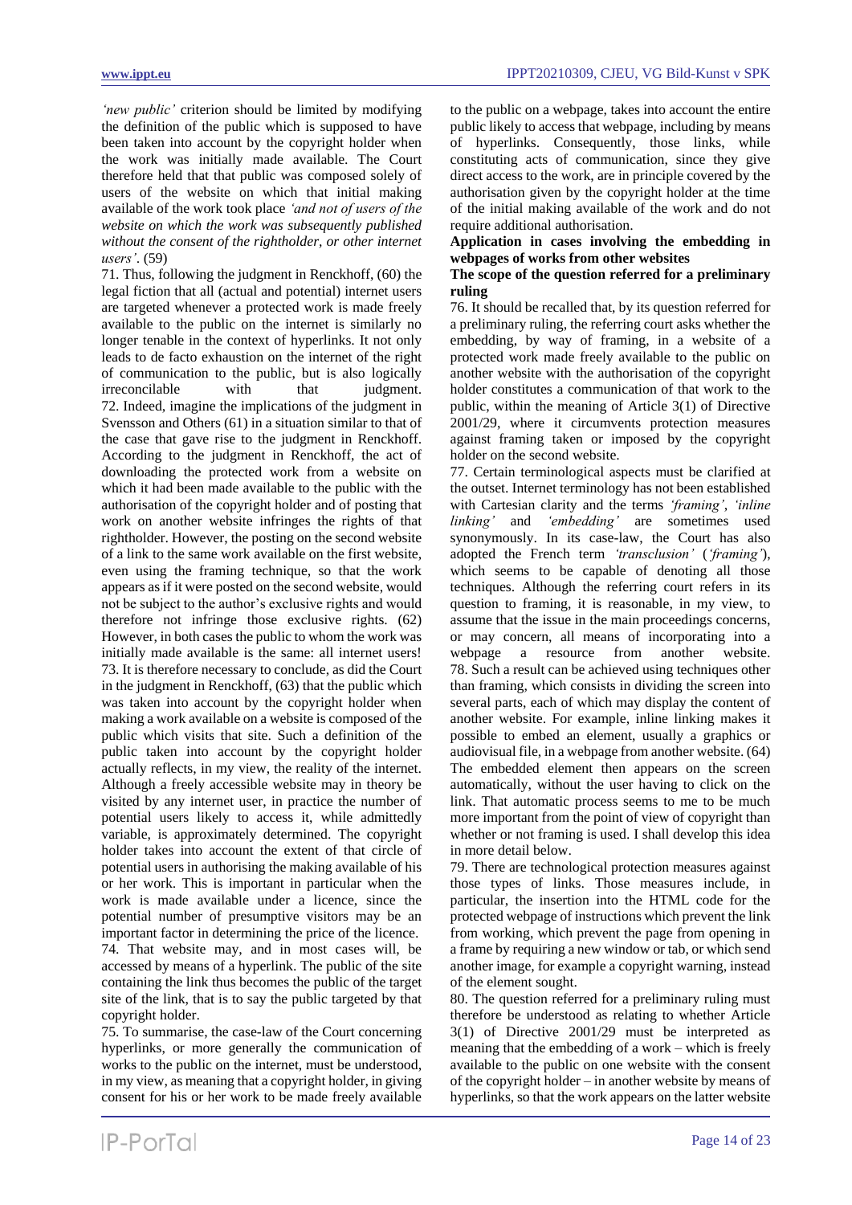*'new public'* criterion should be limited by modifying the definition of the public which is supposed to have been taken into account by the copyright holder when the work was initially made available. The Court therefore held that that public was composed solely of users of the website on which that initial making available of the work took place *'and not of users of the website on which the work was subsequently published without the consent of the rightholder, or other internet users'*. (59)

71. Thus, following the judgment in Renckhoff, (60) the legal fiction that all (actual and potential) internet users are targeted whenever a protected work is made freely available to the public on the internet is similarly no longer tenable in the context of hyperlinks. It not only leads to de facto exhaustion on the internet of the right of communication to the public, but is also logically irreconcilable with that judgment.

72. Indeed, imagine the implications of the judgment in Svensson and Others (61) in a situation similar to that of the case that gave rise to the judgment in Renckhoff. According to the judgment in Renckhoff, the act of downloading the protected work from a website on which it had been made available to the public with the authorisation of the copyright holder and of posting that work on another website infringes the rights of that rightholder. However, the posting on the second website of a link to the same work available on the first website, even using the framing technique, so that the work appears as if it were posted on the second website, would not be subject to the author's exclusive rights and would therefore not infringe those exclusive rights. (62) However, in both cases the public to whom the work was initially made available is the same: all internet users!

73. It is therefore necessary to conclude, as did the Court in the judgment in Renckhoff, (63) that the public which was taken into account by the copyright holder when making a work available on a website is composed of the public which visits that site. Such a definition of the public taken into account by the copyright holder actually reflects, in my view, the reality of the internet. Although a freely accessible website may in theory be visited by any internet user, in practice the number of potential users likely to access it, while admittedly variable, is approximately determined. The copyright holder takes into account the extent of that circle of potential users in authorising the making available of his or her work. This is important in particular when the work is made available under a licence, since the potential number of presumptive visitors may be an important factor in determining the price of the licence.

74. That website may, and in most cases will, be accessed by means of a hyperlink. The public of the site containing the link thus becomes the public of the target site of the link, that is to say the public targeted by that copyright holder.

75. To summarise, the case-law of the Court concerning hyperlinks, or more generally the communication of works to the public on the internet, must be understood, in my view, as meaning that a copyright holder, in giving consent for his or her work to be made freely available to the public on a webpage, takes into account the entire public likely to access that webpage, including by means of hyperlinks. Consequently, those links, while constituting acts of communication, since they give direct access to the work, are in principle covered by the authorisation given by the copyright holder at the time of the initial making available of the work and do not require additional authorisation.

**Application in cases involving the embedding in webpages of works from other websites**

**The scope of the question referred for a preliminary ruling**

76. It should be recalled that, by its question referred for a preliminary ruling, the referring court asks whether the embedding, by way of framing, in a website of a protected work made freely available to the public on another website with the authorisation of the copyright holder constitutes a communication of that work to the public, within the meaning of Article 3(1) of Directive 2001/29, where it circumvents protection measures against framing taken or imposed by the copyright holder on the second website.

77. Certain terminological aspects must be clarified at the outset. Internet terminology has not been established with Cartesian clarity and the terms *'framing'*, *'inline linking'* and *'embedding'* are sometimes used synonymously. In its case-law, the Court has also adopted the French term *'transclusion'* (*'framing'*), which seems to be capable of denoting all those techniques. Although the referring court refers in its question to framing, it is reasonable, in my view, to assume that the issue in the main proceedings concerns, or may concern, all means of incorporating into a webpage a resource from another website.

78. Such a result can be achieved using techniques other than framing, which consists in dividing the screen into several parts, each of which may display the content of another website. For example, inline linking makes it possible to embed an element, usually a graphics or audiovisual file, in a webpage from another website. (64) The embedded element then appears on the screen automatically, without the user having to click on the link. That automatic process seems to me to be much more important from the point of view of copyright than whether or not framing is used. I shall develop this idea in more detail below.

79. There are technological protection measures against those types of links. Those measures include, in particular, the insertion into the HTML code for the protected webpage of instructions which prevent the link from working, which prevent the page from opening in a frame by requiring a new window or tab, or which send another image, for example a copyright warning, instead of the element sought.

80. The question referred for a preliminary ruling must therefore be understood as relating to whether Article 3(1) of Directive 2001/29 must be interpreted as meaning that the embedding of a work – which is freely available to the public on one website with the consent of the copyright holder – in another website by means of hyperlinks, so that the work appears on the latter website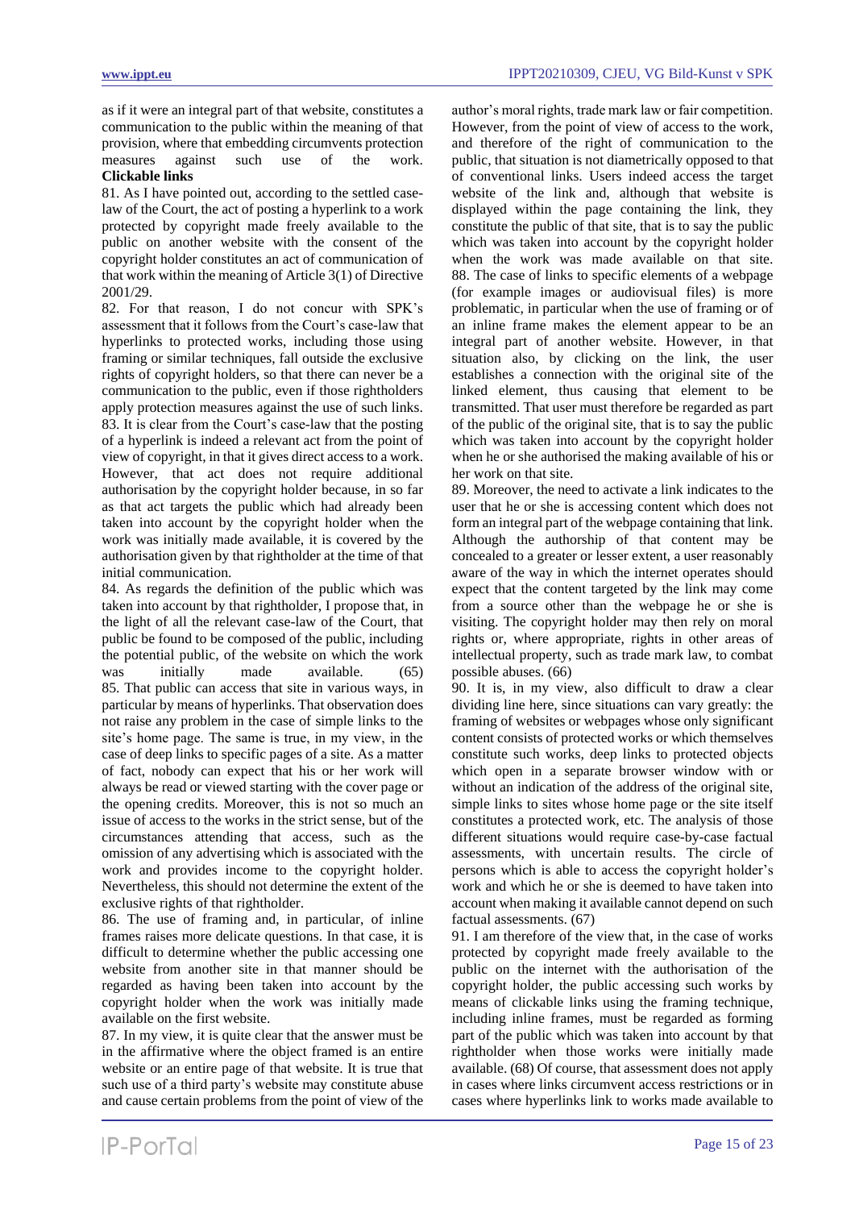as if it were an integral part of that website, constitutes a communication to the public within the meaning of that provision, where that embedding circumvents protection measures against such use of the work.

**Clickable links**

81. As I have pointed out, according to the settled case-law of the Court, the act of posting a hyperlink to a work protected by copyright made freely available to the public on another website with the consent of the copyright holder constitutes an act of communication of that work within the meaning of Article 3(1) of Directive 2001/29.

82. For that reason, I do not concur with SPK's assessment that it follows from the Court's case-law that hyperlinks to protected works, including those using framing or similar techniques, fall outside the exclusive rights of copyright holders, so that there can never be a communication to the public, even if those rightholders apply protection measures against the use of such links.

83. It is clear from the Court's case-law that the posting of a hyperlink is indeed a relevant act from the point of view of copyright, in that it gives direct access to a work. However, that act does not require additional authorisation by the copyright holder because, in so far as that act targets the public which had already been taken into account by the copyright holder when the work was initially made available, it is covered by the authorisation given by that rightholder at the time of that initial communication.

84. As regards the definition of the public which was taken into account by that rightholder, I propose that, in the light of all the relevant case-law of the Court, that public be found to be composed of the public, including the potential public, of the website on which the work was initially made available. (65)

85. That public can access that site in various ways, in particular by means of hyperlinks. That observation does not raise any problem in the case of simple links to the site's home page. The same is true, in my view, in the case of deep links to specific pages of a site. As a matter of fact, nobody can expect that his or her work will always be read or viewed starting with the cover page or the opening credits. Moreover, this is not so much an issue of access to the works in the strict sense, but of the circumstances attending that access, such as the omission of any advertising which is associated with the work and provides income to the copyright holder. Nevertheless, this should not determine the extent of the exclusive rights of that rightholder.

86. The use of framing and, in particular, of inline frames raises more delicate questions. In that case, it is difficult to determine whether the public accessing one website from another site in that manner should be regarded as having been taken into account by the copyright holder when the work was initially made available on the first website.

87. In my view, it is quite clear that the answer must be in the affirmative where the object framed is an entire website or an entire page of that website. It is true that such use of a third party's website may constitute abuse and cause certain problems from the point of view of the author's moral rights, trade mark law or fair competition. However, from the point of view of access to the work, and therefore of the right of communication to the public, that situation is not diametrically opposed to that of conventional links. Users indeed access the target website of the link and, although that website is displayed within the page containing the link, they constitute the public of that site, that is to say the public which was taken into account by the copyright holder when the work was made available on that site.

88. The case of links to specific elements of a webpage (for example images or audiovisual files) is more problematic, in particular when the use of framing or of an inline frame makes the element appear to be an integral part of another website. However, in that situation also, by clicking on the link, the user establishes a connection with the original site of the linked element, thus causing that element to be transmitted. That user must therefore be regarded as part of the public of the original site, that is to say the public which was taken into account by the copyright holder when he or she authorised the making available of his or her work on that site.

89. Moreover, the need to activate a link indicates to the user that he or she is accessing content which does not form an integral part of the webpage containing that link. Although the authorship of that content may be concealed to a greater or lesser extent, a user reasonably aware of the way in which the internet operates should expect that the content targeted by the link may come from a source other than the webpage he or she is visiting. The copyright holder may then rely on moral rights or, where appropriate, rights in other areas of intellectual property, such as trade mark law, to combat possible abuses. (66)

90. It is, in my view, also difficult to draw a clear dividing line here, since situations can vary greatly: the framing of websites or webpages whose only significant content consists of protected works or which themselves constitute such works, deep links to protected objects which open in a separate browser window with or without an indication of the address of the original site, simple links to sites whose home page or the site itself constitutes a protected work, etc. The analysis of those different situations would require case-by-case factual assessments, with uncertain results. The circle of persons which is able to access the copyright holder's work and which he or she is deemed to have taken into account when making it available cannot depend on such factual assessments. (67)

91. I am therefore of the view that, in the case of works protected by copyright made freely available to the public on the internet with the authorisation of the copyright holder, the public accessing such works by means of clickable links using the framing technique, including inline frames, must be regarded as forming part of the public which was taken into account by that rightholder when those works were initially made available. (68) Of course, that assessment does not apply in cases where links circumvent access restrictions or in cases where hyperlinks link to works made available to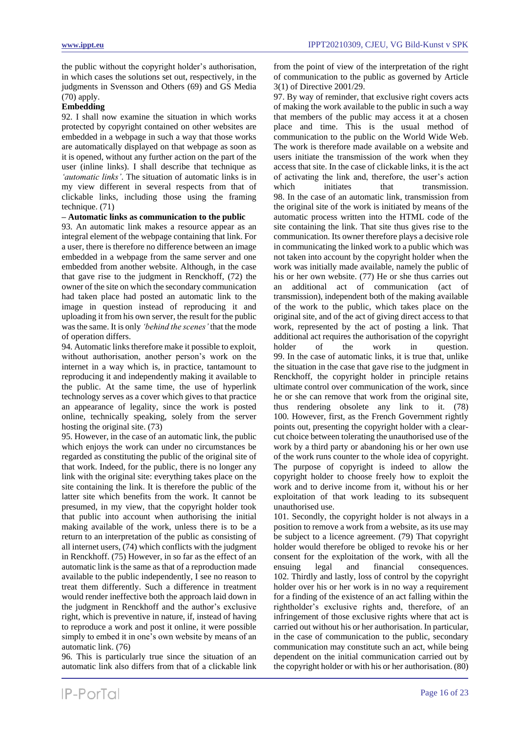the public without the copyright holder's authorisation, in which cases the solutions set out, respectively, in the judgments in Svensson and Others (69) and GS Media (70) apply.

**Embedding**

92. I shall now examine the situation in which works protected by copyright contained on other websites are embedded in a webpage in such a way that those works are automatically displayed on that webpage as soon as it is opened, without any further action on the part of the user (inline links). I shall describe that technique as *'automatic links'*. The situation of automatic links is in my view different in several respects from that of clickable links, including those using the framing technique. (71)

**– Automatic links as communication to the public**

93. An automatic link makes a resource appear as an integral element of the webpage containing that link. For a user, there is therefore no difference between an image embedded in a webpage from the same server and one embedded from another website. Although, in the case that gave rise to the judgment in Renckhoff, (72) the owner of the site on which the secondary communication had taken place had posted an automatic link to the image in question instead of reproducing it and uploading it from his own server, the result for the public was the same. It is only *'behind the scenes'* that the mode of operation differs.

94. Automatic links therefore make it possible to exploit, without authorisation, another person's work on the internet in a way which is, in practice, tantamount to reproducing it and independently making it available to the public. At the same time, the use of hyperlink technology serves as a cover which gives to that practice an appearance of legality, since the work is posted online, technically speaking, solely from the server hosting the original site. (73)

95. However, in the case of an automatic link, the public which enjoys the work can under no circumstances be regarded as constituting the public of the original site of that work. Indeed, for the public, there is no longer any link with the original site: everything takes place on the site containing the link. It is therefore the public of the latter site which benefits from the work. It cannot be presumed, in my view, that the copyright holder took that public into account when authorising the initial making available of the work, unless there is to be a return to an interpretation of the public as consisting of all internet users, (74) which conflicts with the judgment in Renckhoff. (75) However, in so far as the effect of an automatic link is the same as that of a reproduction made available to the public independently, I see no reason to treat them differently. Such a difference in treatment would render ineffective both the approach laid down in the judgment in Renckhoff and the author's exclusive right, which is preventive in nature, if, instead of having to reproduce a work and post it online, it were possible simply to embed it in one's own website by means of an automatic link. (76)

96. This is particularly true since the situation of an automatic link also differs from that of a clickable link from the point of view of the interpretation of the right of communication to the public as governed by Article 3(1) of Directive 2001/29.

97. By way of reminder, that exclusive right covers acts of making the work available to the public in such a way that members of the public may access it at a chosen place and time. This is the usual method of communication to the public on the World Wide Web. The work is therefore made available on a website and users initiate the transmission of the work when they access that site. In the case of clickable links, it is the act of activating the link and, therefore, the user's action which initiates that transmission.

98. In the case of an automatic link, transmission from the original site of the work is initiated by means of the automatic process written into the HTML code of the site containing the link. That site thus gives rise to the communication. Its owner therefore plays a decisive role in communicating the linked work to a public which was not taken into account by the copyright holder when the work was initially made available, namely the public of his or her own website. (77) He or she thus carries out an additional act of communication (act of transmission), independent both of the making available of the work to the public, which takes place on the original site, and of the act of giving direct access to that work, represented by the act of posting a link. That additional act requires the authorisation of the copyright holder of the work in question.

99. In the case of automatic links, it is true that, unlike the situation in the case that gave rise to the judgment in Renckhoff, the copyright holder in principle retains ultimate control over communication of the work, since he or she can remove that work from the original site, thus rendering obsolete any link to it. (78)

100. However, first, as the French Government rightly points out, presenting the copyright holder with a clear-cut choice between tolerating the unauthorised use of the work by a third party or abandoning his or her own use of the work runs counter to the whole idea of copyright. The purpose of copyright is indeed to allow the copyright holder to choose freely how to exploit the work and to derive income from it, without his or her exploitation of that work leading to its subsequent unauthorised use.

101. Secondly, the copyright holder is not always in a position to remove a work from a website, as its use may be subject to a licence agreement. (79) That copyright holder would therefore be obliged to revoke his or her consent for the exploitation of the work, with all the ensuing legal and financial consequences.

102. Thirdly and lastly, loss of control by the copyright holder over his or her work is in no way a requirement for a finding of the existence of an act falling within the rightholder's exclusive rights and, therefore, of an infringement of those exclusive rights where that act is carried out without his or her authorisation. In particular, in the case of communication to the public, secondary communication may constitute such an act, while being dependent on the initial communication carried out by the copyright holder or with his or her authorisation. (80)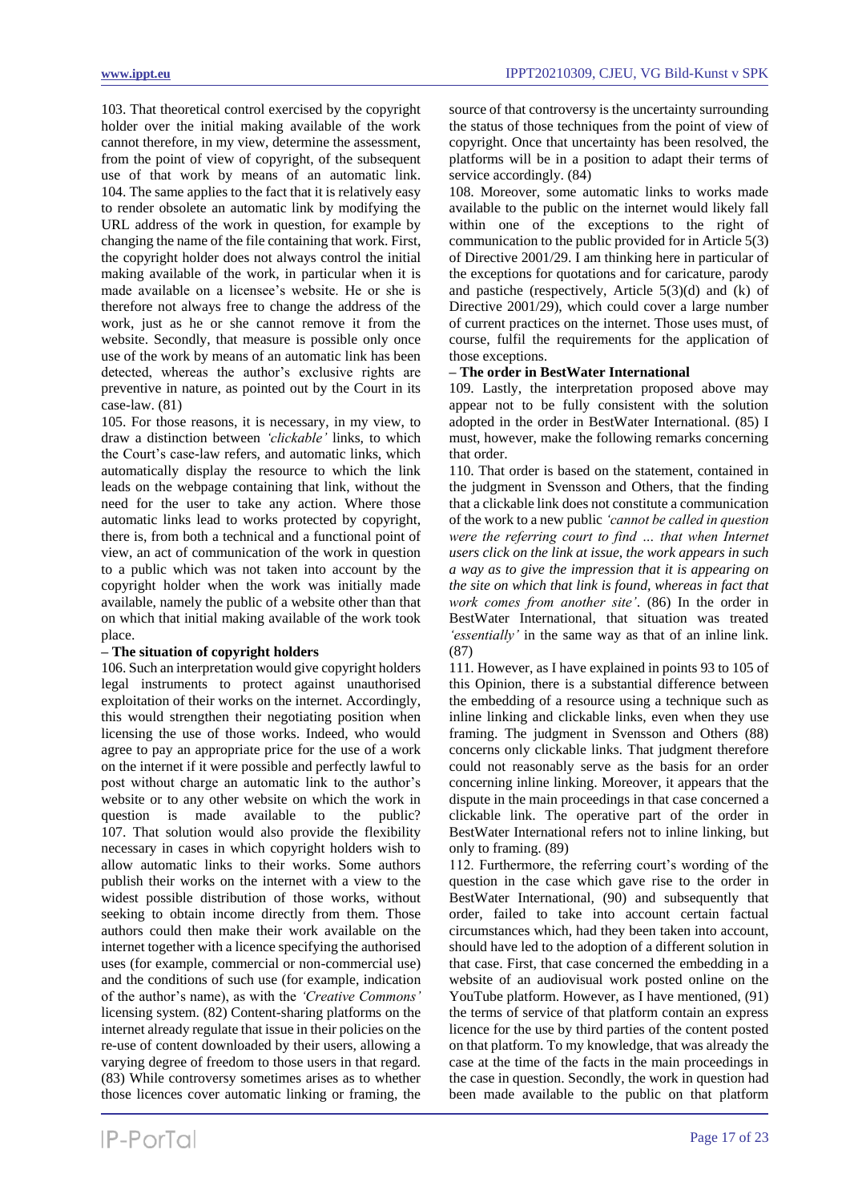103. That theoretical control exercised by the copyright holder over the initial making available of the work cannot therefore, in my view, determine the assessment, from the point of view of copyright, of the subsequent use of that work by means of an automatic link.

104. The same applies to the fact that it is relatively easy to render obsolete an automatic link by modifying the URL address of the work in question, for example by changing the name of the file containing that work. First, the copyright holder does not always control the initial making available of the work, in particular when it is made available on a licensee's website. He or she is therefore not always free to change the address of the work, just as he or she cannot remove it from the website. Secondly, that measure is possible only once use of the work by means of an automatic link has been detected, whereas the author's exclusive rights are preventive in nature, as pointed out by the Court in its case-law. (81)

105. For those reasons, it is necessary, in my view, to draw a distinction between *'clickable'* links, to which the Court's case-law refers, and automatic links, which automatically display the resource to which the link leads on the webpage containing that link, without the need for the user to take any action. Where those automatic links lead to works protected by copyright, there is, from both a technical and a functional point of view, an act of communication of the work in question to a public which was not taken into account by the copyright holder when the work was initially made available, namely the public of a website other than that on which that initial making available of the work took place.

**– The situation of copyright holders**

106. Such an interpretation would give copyright holders legal instruments to protect against unauthorised exploitation of their works on the internet. Accordingly, this would strengthen their negotiating position when licensing the use of those works. Indeed, who would agree to pay an appropriate price for the use of a work on the internet if it were possible and perfectly lawful to post without charge an automatic link to the author's website or to any other website on which the work in question is made available to the public?

107. That solution would also provide the flexibility necessary in cases in which copyright holders wish to allow automatic links to their works. Some authors publish their works on the internet with a view to the widest possible distribution of those works, without seeking to obtain income directly from them. Those authors could then make their work available on the internet together with a licence specifying the authorised uses (for example, commercial or non-commercial use) and the conditions of such use (for example, indication of the author's name), as with the *'Creative Commons'* licensing system. (82) Content-sharing platforms on the internet already regulate that issue in their policies on the re-use of content downloaded by their users, allowing a varying degree of freedom to those users in that regard. (83) While controversy sometimes arises as to whether those licences cover automatic linking or framing, the source of that controversy is the uncertainty surrounding the status of those techniques from the point of view of copyright. Once that uncertainty has been resolved, the platforms will be in a position to adapt their terms of service accordingly. (84)

108. Moreover, some automatic links to works made available to the public on the internet would likely fall within one of the exceptions to the right of communication to the public provided for in Article 5(3) of Directive 2001/29. I am thinking here in particular of the exceptions for quotations and for caricature, parody and pastiche (respectively, Article 5(3)(d) and (k) of Directive 2001/29), which could cover a large number of current practices on the internet. Those uses must, of course, fulfil the requirements for the application of those exceptions.

**– The order in BestWater International**

109. Lastly, the interpretation proposed above may appear not to be fully consistent with the solution adopted in the order in BestWater International. (85) I must, however, make the following remarks concerning that order.

110. That order is based on the statement, contained in the judgment in Svensson and Others, that the finding that a clickable link does not constitute a communication of the work to a new public *'cannot be called in question were the referring court to find … that when Internet users click on the link at issue, the work appears in such a way as to give the impression that it is appearing on the site on which that link is found, whereas in fact that work comes from another site'*. (86) In the order in BestWater International, that situation was treated *'essentially'* in the same way as that of an inline link. (87)

111. However, as I have explained in points 93 to 105 of this Opinion, there is a substantial difference between the embedding of a resource using a technique such as inline linking and clickable links, even when they use framing. The judgment in Svensson and Others (88) concerns only clickable links. That judgment therefore could not reasonably serve as the basis for an order concerning inline linking. Moreover, it appears that the dispute in the main proceedings in that case concerned a clickable link. The operative part of the order in BestWater International refers not to inline linking, but only to framing. (89)

112. Furthermore, the referring court's wording of the question in the case which gave rise to the order in BestWater International, (90) and subsequently that order, failed to take into account certain factual circumstances which, had they been taken into account, should have led to the adoption of a different solution in that case. First, that case concerned the embedding in a website of an audiovisual work posted online on the YouTube platform. However, as I have mentioned, (91) the terms of service of that platform contain an express licence for the use by third parties of the content posted on that platform. To my knowledge, that was already the case at the time of the facts in the main proceedings in the case in question. Secondly, the work in question had been made available to the public on that platform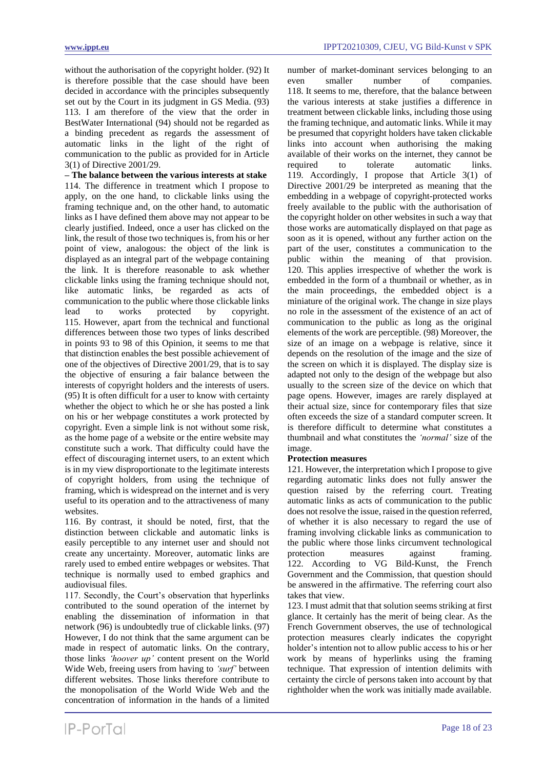without the authorisation of the copyright holder. (92) It is therefore possible that the case should have been decided in accordance with the principles subsequently set out by the Court in its judgment in GS Media. (93)

113. I am therefore of the view that the order in BestWater International (94) should not be regarded as a binding precedent as regards the assessment of automatic links in the light of the right of communication to the public as provided for in Article 3(1) of Directive 2001/29.

**– The balance between the various interests at stake**

114. The difference in treatment which I propose to apply, on the one hand, to clickable links using the framing technique and, on the other hand, to automatic links as I have defined them above may not appear to be clearly justified. Indeed, once a user has clicked on the link, the result of those two techniques is, from his or her point of view, analogous: the object of the link is displayed as an integral part of the webpage containing the link. It is therefore reasonable to ask whether clickable links using the framing technique should not, like automatic links, be regarded as acts of communication to the public where those clickable links lead to works protected by copyright.

115. However, apart from the technical and functional differences between those two types of links described in points 93 to 98 of this Opinion, it seems to me that that distinction enables the best possible achievement of one of the objectives of Directive 2001/29, that is to say the objective of ensuring a fair balance between the interests of copyright holders and the interests of users. (95) It is often difficult for a user to know with certainty whether the object to which he or she has posted a link on his or her webpage constitutes a work protected by copyright. Even a simple link is not without some risk, as the home page of a website or the entire website may constitute such a work. That difficulty could have the effect of discouraging internet users, to an extent which is in my view disproportionate to the legitimate interests of copyright holders, from using the technique of framing, which is widespread on the internet and is very useful to its operation and to the attractiveness of many websites.

116. By contrast, it should be noted, first, that the distinction between clickable and automatic links is easily perceptible to any internet user and should not create any uncertainty. Moreover, automatic links are rarely used to embed entire webpages or websites. That technique is normally used to embed graphics and audiovisual files.

117. Secondly, the Court's observation that hyperlinks contributed to the sound operation of the internet by enabling the dissemination of information in that network (96) is undoubtedly true of clickable links. (97) However, I do not think that the same argument can be made in respect of automatic links. On the contrary, those links *'hoover up'* content present on the World Wide Web, freeing users from having to *'surf'* between different websites. Those links therefore contribute to the monopolisation of the World Wide Web and the concentration of information in the hands of a limited number of market-dominant services belonging to an even smaller number of companies.

118. It seems to me, therefore, that the balance between the various interests at stake justifies a difference in treatment between clickable links, including those using the framing technique, and automatic links. While it may be presumed that copyright holders have taken clickable links into account when authorising the making available of their works on the internet, they cannot be required to tolerate automatic links.

119. Accordingly, I propose that Article 3(1) of Directive 2001/29 be interpreted as meaning that the embedding in a webpage of copyright-protected works freely available to the public with the authorisation of the copyright holder on other websites in such a way that those works are automatically displayed on that page as soon as it is opened, without any further action on the part of the user, constitutes a communication to the public within the meaning of that provision.

120. This applies irrespective of whether the work is embedded in the form of a thumbnail or whether, as in the main proceedings, the embedded object is a miniature of the original work. The change in size plays no role in the assessment of the existence of an act of communication to the public as long as the original elements of the work are perceptible. (98) Moreover, the size of an image on a webpage is relative, since it depends on the resolution of the image and the size of the screen on which it is displayed. The display size is adapted not only to the design of the webpage but also usually to the screen size of the device on which that page opens. However, images are rarely displayed at their actual size, since for contemporary files that size often exceeds the size of a standard computer screen. It is therefore difficult to determine what constitutes a thumbnail and what constitutes the *'normal'* size of the image.

**Protection measures**

121. However, the interpretation which I propose to give regarding automatic links does not fully answer the question raised by the referring court. Treating automatic links as acts of communication to the public does not resolve the issue, raised in the question referred, of whether it is also necessary to regard the use of framing involving clickable links as communication to the public where those links circumvent technological protection measures against framing.

122. According to VG Bild-Kunst, the French Government and the Commission, that question should be answered in the affirmative. The referring court also takes that view.

123. I must admit that that solution seems striking at first glance. It certainly has the merit of being clear. As the French Government observes, the use of technological protection measures clearly indicates the copyright holder's intention not to allow public access to his or her work by means of hyperlinks using the framing technique. That expression of intention delimits with certainty the circle of persons taken into account by that rightholder when the work was initially made available.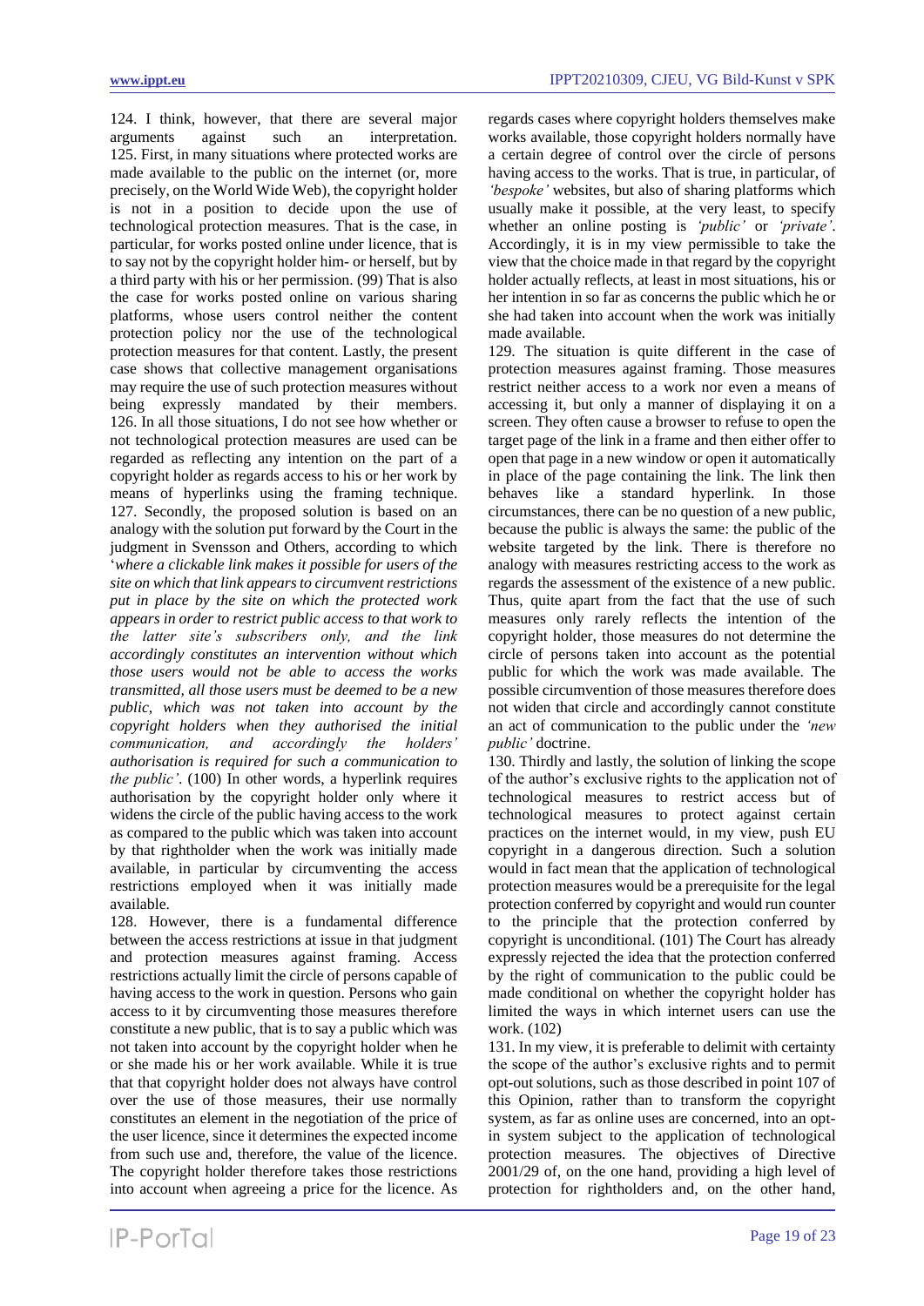124. I think, however, that there are several major arguments against such an interpretation.

125. First, in many situations where protected works are made available to the public on the internet (or, more precisely, on the World Wide Web), the copyright holder is not in a position to decide upon the use of technological protection measures. That is the case, in particular, for works posted online under licence, that is to say not by the copyright holder him- or herself, but by a third party with his or her permission. (99) That is also the case for works posted online on various sharing platforms, whose users control neither the content protection policy nor the use of the technological protection measures for that content. Lastly, the present case shows that collective management organisations may require the use of such protection measures without being expressly mandated by their members.

126. In all those situations, I do not see how whether or not technological protection measures are used can be regarded as reflecting any intention on the part of a copyright holder as regards access to his or her work by means of hyperlinks using the framing technique.

127. Secondly, the proposed solution is based on an analogy with the solution put forward by the Court in the judgment in Svensson and Others, according to which '*where a clickable link makes it possible for users of the site on which that link appears to circumvent restrictions put in place by the site on which the protected work appears in order to restrict public access to that work to the latter site's subscribers only, and the link accordingly constitutes an intervention without which those users would not be able to access the works transmitted, all those users must be deemed to be a new public, which was not taken into account by the copyright holders when they authorised the initial communication, and accordingly the holders' authorisation is required for such a communication to the public*'. (100) In other words, a hyperlink requires authorisation by the copyright holder only where it widens the circle of the public having access to the work as compared to the public which was taken into account by that rightholder when the work was initially made available, in particular by circumventing the access restrictions employed when it was initially made available.

128. However, there is a fundamental difference between the access restrictions at issue in that judgment and protection measures against framing. Access restrictions actually limit the circle of persons capable of having access to the work in question. Persons who gain access to it by circumventing those measures therefore constitute a new public, that is to say a public which was not taken into account by the copyright holder when he or she made his or her work available. While it is true that that copyright holder does not always have control over the use of those measures, their use normally constitutes an element in the negotiation of the price of the user licence, since it determines the expected income from such use and, therefore, the value of the licence. The copyright holder therefore takes those restrictions into account when agreeing a price for the licence. As regards cases where copyright holders themselves make works available, those copyright holders normally have a certain degree of control over the circle of persons having access to the works. That is true, in particular, of *'bespoke'* websites, but also of sharing platforms which usually make it possible, at the very least, to specify whether an online posting is *'public'* or *'private'*. Accordingly, it is in my view permissible to take the view that the choice made in that regard by the copyright holder actually reflects, at least in most situations, his or her intention in so far as concerns the public which he or she had taken into account when the work was initially made available.

129. The situation is quite different in the case of protection measures against framing. Those measures restrict neither access to a work nor even a means of accessing it, but only a manner of displaying it on a screen. They often cause a browser to refuse to open the target page of the link in a frame and then either offer to open that page in a new window or open it automatically in place of the page containing the link. The link then behaves like a standard hyperlink. In those circumstances, there can be no question of a new public, because the public is always the same: the public of the website targeted by the link. There is therefore no analogy with measures restricting access to the work as regards the assessment of the existence of a new public. Thus, quite apart from the fact that the use of such measures only rarely reflects the intention of the copyright holder, those measures do not determine the circle of persons taken into account as the potential public for which the work was made available. The possible circumvention of those measures therefore does not widen that circle and accordingly cannot constitute an act of communication to the public under the *'new public'* doctrine.

130. Thirdly and lastly, the solution of linking the scope of the author's exclusive rights to the application not of technological measures to restrict access but of technological measures to protect against certain practices on the internet would, in my view, push EU copyright in a dangerous direction. Such a solution would in fact mean that the application of technological protection measures would be a prerequisite for the legal protection conferred by copyright and would run counter to the principle that the protection conferred by copyright is unconditional. (101) The Court has already expressly rejected the idea that the protection conferred by the right of communication to the public could be made conditional on whether the copyright holder has limited the ways in which internet users can use the work. (102)

131. In my view, it is preferable to delimit with certainty the scope of the author's exclusive rights and to permit opt-out solutions, such as those described in point 107 of this Opinion, rather than to transform the copyright system, as far as online uses are concerned, into an opt-in system subject to the application of technological protection measures. The objectives of Directive 2001/29 of, on the one hand, providing a high level of protection for rightholders and, on the other hand,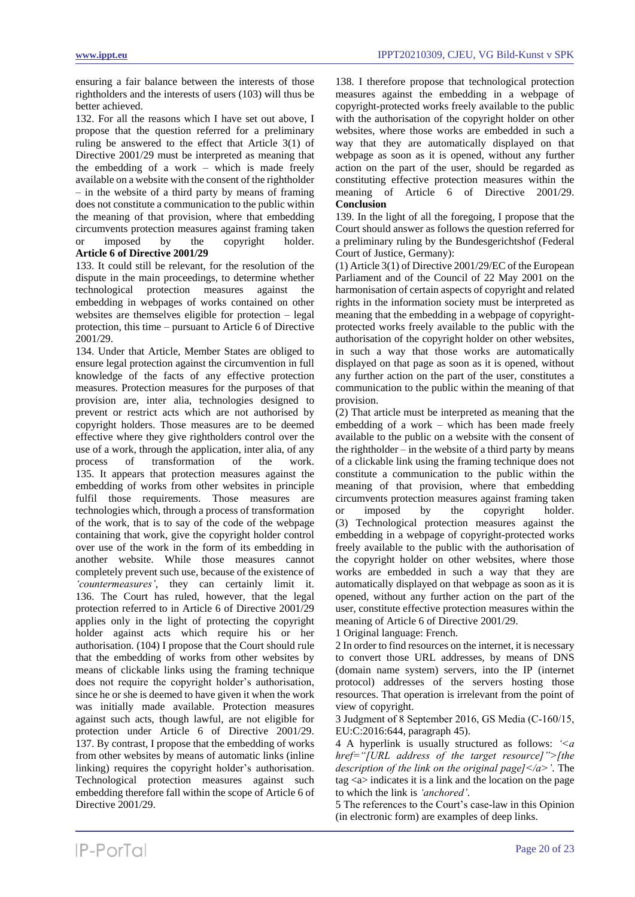ensuring a fair balance between the interests of those rightholders and the interests of users (103) will thus be better achieved.

132. For all the reasons which I have set out above, I propose that the question referred for a preliminary ruling be answered to the effect that Article 3(1) of Directive 2001/29 must be interpreted as meaning that the embedding of a work – which is made freely available on a website with the consent of the rightholder – in the website of a third party by means of framing does not constitute a communication to the public within the meaning of that provision, where that embedding circumvents protection measures against framing taken or imposed by the copyright holder.

**Article 6 of Directive 2001/29**

133. It could still be relevant, for the resolution of the dispute in the main proceedings, to determine whether technological protection measures against the embedding in webpages of works contained on other websites are themselves eligible for protection – legal protection, this time – pursuant to Article 6 of Directive 2001/29.

134. Under that Article, Member States are obliged to ensure legal protection against the circumvention in full knowledge of the facts of any effective protection measures. Protection measures for the purposes of that provision are, inter alia, technologies designed to prevent or restrict acts which are not authorised by copyright holders. Those measures are to be deemed effective where they give rightholders control over the use of a work, through the application, inter alia, of any process of transformation of the work.

135. It appears that protection measures against the embedding of works from other websites in principle fulfil those requirements. Those measures are technologies which, through a process of transformation of the work, that is to say of the code of the webpage containing that work, give the copyright holder control over use of the work in the form of its embedding in another website. While those measures cannot completely prevent such use, because of the existence of *'countermeasures'*, they can certainly limit it.

136. The Court has ruled, however, that the legal protection referred to in Article 6 of Directive 2001/29 applies only in the light of protecting the copyright holder against acts which require his or her authorisation. (104) I propose that the Court should rule that the embedding of works from other websites by means of clickable links using the framing technique does not require the copyright holder's authorisation, since he or she is deemed to have given it when the work was initially made available. Protection measures against such acts, though lawful, are not eligible for protection under Article 6 of Directive 2001/29.

137. By contrast, I propose that the embedding of works from other websites by means of automatic links (inline linking) requires the copyright holder's authorisation. Technological protection measures against such embedding therefore fall within the scope of Article 6 of Directive 2001/29.

138. I therefore propose that technological protection measures against the embedding in a webpage of copyright-protected works freely available to the public with the authorisation of the copyright holder on other websites, where those works are embedded in such a way that they are automatically displayed on that webpage as soon as it is opened, without any further action on the part of the user, should be regarded as constituting effective protection measures within the meaning of Article 6 of Directive 2001/29.

**Conclusion**

139. In the light of all the foregoing, I propose that the Court should answer as follows the question referred for a preliminary ruling by the Bundesgerichtshof (Federal Court of Justice, Germany):

(1) Article 3(1) of Directive 2001/29/EC of the European Parliament and of the Council of 22 May 2001 on the harmonisation of certain aspects of copyright and related rights in the information society must be interpreted as meaning that the embedding in a webpage of copyright-protected works freely available to the public with the authorisation of the copyright holder on other websites, in such a way that those works are automatically displayed on that page as soon as it is opened, without any further action on the part of the user, constitutes a communication to the public within the meaning of that provision.

(2) That article must be interpreted as meaning that the embedding of a work – which has been made freely available to the public on a website with the consent of the rightholder – in the website of a third party by means of a clickable link using the framing technique does not constitute a communication to the public within the meaning of that provision, where that embedding circumvents protection measures against framing taken or imposed by the copyright holder.

(3) Technological protection measures against the embedding in a webpage of copyright-protected works freely available to the public with the authorisation of the copyright holder on other websites, where those works are embedded in such a way that they are automatically displayed on that webpage as soon as it is opened, without any further action on the part of the user, constitute effective protection measures within the meaning of Article 6 of Directive 2001/29.

1 Original language: French.

2 In order to find resources on the internet, it is necessary to convert those URL addresses, by means of DNS (domain name system) servers, into the IP (internet protocol) addresses of the servers hosting those resources. That operation is irrelevant from the point of view of copyright.

3 Judgment of 8 September 2016, GS Media (C-160/15, EU:C:2016:644, paragraph 45).

4 A hyperlink is usually structured as follows: *'<a href="[URL address of the target resource]">[the description of the link on the original page]</a>'*. The tag <a> indicates it is a link and the location on the page to which the link is *'anchored'*.

5 The references to the Court's case-law in this Opinion (in electronic form) are examples of deep links.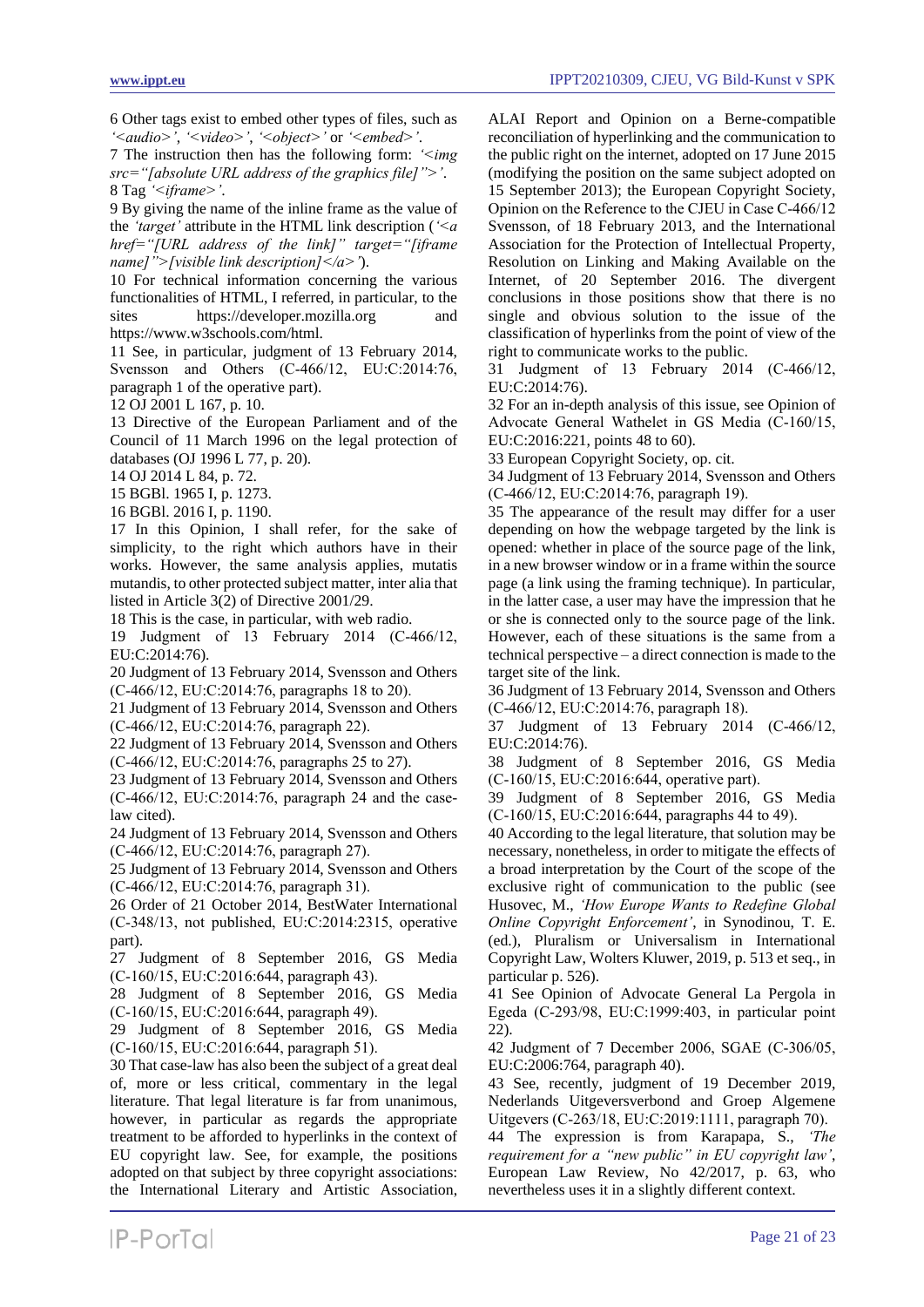6 Other tags exist to embed other types of files, such as *'<audio>'*, *'<video>'*, *'<object>'* or *'<embed>'*.

7 The instruction then has the following form: *'<img src="[absolute URL address of the graphics file]">'*.

8 Tag *'<iframe>'*.

9 By giving the name of the inline frame as the value of the *'target'* attribute in the HTML link description (*'<a href="[URL address of the link]" target="[iframe name]">[visible link description]</a>'*).

10 For technical information concerning the various functionalities of HTML, I referred, in particular, to the sites https://developer.mozilla.org and https://www.w3schools.com/html.

11 See, in particular, judgment of 13 February 2014, Svensson and Others (C-466/12, EU:C:2014:76, paragraph 1 of the operative part).

12 OJ 2001 L 167, p. 10.

13 Directive of the European Parliament and of the Council of 11 March 1996 on the legal protection of databases (OJ 1996 L 77, p. 20).

14 OJ 2014 L 84, p. 72.

15 BGBl. 1965 I, p. 1273.

16 BGBl. 2016 I, p. 1190.

17 In this Opinion, I shall refer, for the sake of simplicity, to the right which authors have in their works. However, the same analysis applies, mutatis mutandis, to other protected subject matter, inter alia that listed in Article 3(2) of Directive 2001/29.

18 This is the case, in particular, with web radio.

19 Judgment of 13 February 2014 (C-466/12, EU:C:2014:76).

20 Judgment of 13 February 2014, Svensson and Others (C-466/12, EU:C:2014:76, paragraphs 18 to 20).

21 Judgment of 13 February 2014, Svensson and Others (C-466/12, EU:C:2014:76, paragraph 22).

22 Judgment of 13 February 2014, Svensson and Others (C-466/12, EU:C:2014:76, paragraphs 25 to 27).

23 Judgment of 13 February 2014, Svensson and Others (C-466/12, EU:C:2014:76, paragraph 24 and the case-law cited).

24 Judgment of 13 February 2014, Svensson and Others (C-466/12, EU:C:2014:76, paragraph 27).

25 Judgment of 13 February 2014, Svensson and Others (C-466/12, EU:C:2014:76, paragraph 31).

26 Order of 21 October 2014, BestWater International (C-348/13, not published, EU:C:2014:2315, operative part).

27 Judgment of 8 September 2016, GS Media (C-160/15, EU:C:2016:644, paragraph 43).

28 Judgment of 8 September 2016, GS Media (C-160/15, EU:C:2016:644, paragraph 49).

29 Judgment of 8 September 2016, GS Media (C-160/15, EU:C:2016:644, paragraph 51).

30 That case-law has also been the subject of a great deal of, more or less critical, commentary in the legal literature. That legal literature is far from unanimous, however, in particular as regards the appropriate treatment to be afforded to hyperlinks in the context of EU copyright law. See, for example, the positions adopted on that subject by three copyright associations: the International Literary and Artistic Association, ALAI Report and Opinion on a Berne-compatible reconciliation of hyperlinking and the communication to the public right on the internet, adopted on 17 June 2015 (modifying the position on the same subject adopted on 15 September 2013); the European Copyright Society, Opinion on the Reference to the CJEU in Case C-466/12 Svensson, of 18 February 2013, and the International Association for the Protection of Intellectual Property, Resolution on Linking and Making Available on the Internet, of 20 September 2016. The divergent conclusions in those positions show that there is no single and obvious solution to the issue of the classification of hyperlinks from the point of view of the right to communicate works to the public.

31 Judgment of 13 February 2014 (C-466/12, EU:C:2014:76).

32 For an in-depth analysis of this issue, see Opinion of Advocate General Wathelet in GS Media (C-160/15, EU:C:2016:221, points 48 to 60).

33 European Copyright Society, op. cit.

34 Judgment of 13 February 2014, Svensson and Others (C-466/12, EU:C:2014:76, paragraph 19).

35 The appearance of the result may differ for a user depending on how the webpage targeted by the link is opened: whether in place of the source page of the link, in a new browser window or in a frame within the source page (a link using the framing technique). In particular, in the latter case, a user may have the impression that he or she is connected only to the source page of the link. However, each of these situations is the same from a technical perspective – a direct connection is made to the target site of the link.

36 Judgment of 13 February 2014, Svensson and Others (C-466/12, EU:C:2014:76, paragraph 18).

37 Judgment of 13 February 2014 (C-466/12, EU:C:2014:76).

38 Judgment of 8 September 2016, GS Media (C-160/15, EU:C:2016:644, operative part).

39 Judgment of 8 September 2016, GS Media (C-160/15, EU:C:2016:644, paragraphs 44 to 49).

40 According to the legal literature, that solution may be necessary, nonetheless, in order to mitigate the effects of a broad interpretation by the Court of the scope of the exclusive right of communication to the public (see Husovec, M., *'How Europe Wants to Redefine Global Online Copyright Enforcement'*, in Synodinou, T. E. (ed.), Pluralism or Universalism in International Copyright Law, Wolters Kluwer, 2019, p. 513 et seq., in particular p. 526).

41 See Opinion of Advocate General La Pergola in Egeda (C-293/98, EU:C:1999:403, in particular point 22).

42 Judgment of 7 December 2006, SGAE (C-306/05, EU:C:2006:764, paragraph 40).

43 See, recently, judgment of 19 December 2019, Nederlands Uitgeversverbond and Groep Algemene Uitgevers (C-263/18, EU:C:2019:1111, paragraph 70).

44 The expression is from Karapapa, S., *'The requirement for a "new public" in EU copyright law'*, European Law Review, No 42/2017, p. 63, who nevertheless uses it in a slightly different context.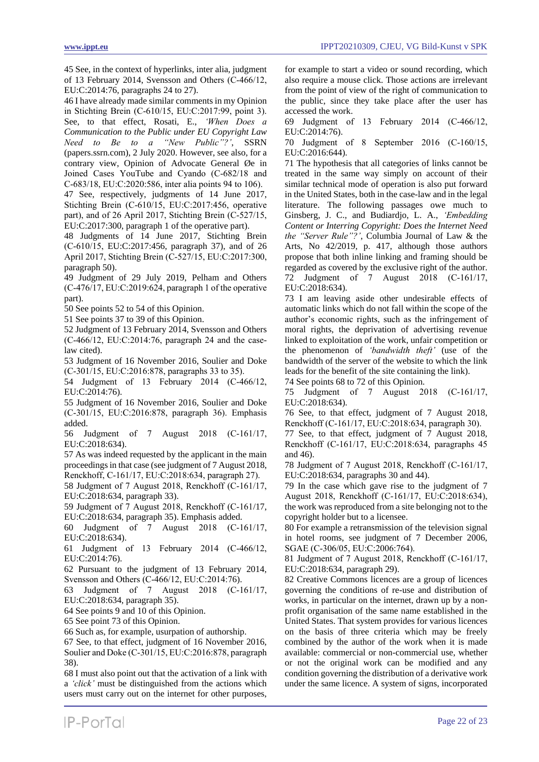45 See, in the context of hyperlinks, inter alia, judgment of 13 February 2014, Svensson and Others (C-466/12, EU:C:2014:76, paragraphs 24 to 27).

46 I have already made similar comments in my Opinion in Stichting Brein (C-610/15, EU:C:2017:99, point 3). See, to that effect, Rosati, E., *'When Does a Communication to the Public under EU Copyright Law Need to Be to a "New Public"?'*, SSRN (papers.ssrn.com), 2 July 2020. However, see also, for a contrary view, Opinion of Advocate General Øe in Joined Cases YouTube and Cyando (C-682/18 and C-683/18, EU:C:2020:586, inter alia points 94 to 106).

47 See, respectively, judgments of 14 June 2017, Stichting Brein (C-610/15, EU:C:2017:456, operative part), and of 26 April 2017, Stichting Brein (C-527/15, EU:C:2017:300, paragraph 1 of the operative part).

48 Judgments of 14 June 2017, Stichting Brein (C-610/15, EU:C:2017:456, paragraph 37), and of 26 April 2017, Stichting Brein (C-527/15, EU:C:2017:300, paragraph 50).

49 Judgment of 29 July 2019, Pelham and Others (C-476/17, EU:C:2019:624, paragraph 1 of the operative part).

50 See points 52 to 54 of this Opinion.

51 See points 37 to 39 of this Opinion.

52 Judgment of 13 February 2014, Svensson and Others (C-466/12, EU:C:2014:76, paragraph 24 and the case-law cited).

53 Judgment of 16 November 2016, Soulier and Doke (C-301/15, EU:C:2016:878, paragraphs 33 to 35).

54 Judgment of 13 February 2014 (C-466/12, EU:C:2014:76).

55 Judgment of 16 November 2016, Soulier and Doke (C-301/15, EU:C:2016:878, paragraph 36). Emphasis added.

56 Judgment of 7 August 2018 (C-161/17, EU:C:2018:634).

57 As was indeed requested by the applicant in the main proceedings in that case (see judgment of 7 August 2018, Renckhoff, C-161/17, EU:C:2018:634, paragraph 27).

58 Judgment of 7 August 2018, Renckhoff (C-161/17, EU:C:2018:634, paragraph 33).

59 Judgment of 7 August 2018, Renckhoff (C-161/17, EU:C:2018:634, paragraph 35). Emphasis added.

60 Judgment of 7 August 2018 (C-161/17, EU:C:2018:634).

61 Judgment of 13 February 2014 (C-466/12, EU:C:2014:76).

62 Pursuant to the judgment of 13 February 2014, Svensson and Others (C-466/12, EU:C:2014:76).

63 Judgment of 7 August 2018 (C-161/17, EU:C:2018:634, paragraph 35).

64 See points 9 and 10 of this Opinion.

65 See point 73 of this Opinion.

66 Such as, for example, usurpation of authorship.

67 See, to that effect, judgment of 16 November 2016, Soulier and Doke (C-301/15, EU:C:2016:878, paragraph 38).

68 I must also point out that the activation of a link with a *'click'* must be distinguished from the actions which users must carry out on the internet for other purposes, for example to start a video or sound recording, which also require a mouse click. Those actions are irrelevant from the point of view of the right of communication to the public, since they take place after the user has accessed the work.

69 Judgment of 13 February 2014 (C-466/12, EU:C:2014:76).

70 Judgment of 8 September 2016 (C-160/15, EU:C:2016:644).

71 The hypothesis that all categories of links cannot be treated in the same way simply on account of their similar technical mode of operation is also put forward in the United States, both in the case-law and in the legal literature. The following passages owe much to Ginsberg, J. C., and Budiardjo, L. A., *'Embedding Content or Interring Copyright: Does the Internet Need the "Server Rule"?'*, Columbia Journal of Law & the Arts, No 42/2019, p. 417, although those authors propose that both inline linking and framing should be regarded as covered by the exclusive right of the author.

72 Judgment of 7 August 2018 (C-161/17, EU:C:2018:634).

73 I am leaving aside other undesirable effects of automatic links which do not fall within the scope of the author's economic rights, such as the infringement of moral rights, the deprivation of advertising revenue linked to exploitation of the work, unfair competition or the phenomenon of *'bandwidth theft'* (use of the bandwidth of the server of the website to which the link leads for the benefit of the site containing the link).

74 See points 68 to 72 of this Opinion.

75 Judgment of 7 August 2018 (C-161/17, EU:C:2018:634).

76 See, to that effect, judgment of 7 August 2018, Renckhoff (C-161/17, EU:C:2018:634, paragraph 30).

77 See, to that effect, judgment of 7 August 2018, Renckhoff (C-161/17, EU:C:2018:634, paragraphs 45 and 46).

78 Judgment of 7 August 2018, Renckhoff (C-161/17, EU:C:2018:634, paragraphs 30 and 44).

79 In the case which gave rise to the judgment of 7 August 2018, Renckhoff (C-161/17, EU:C:2018:634), the work was reproduced from a site belonging not to the copyright holder but to a licensee.

80 For example a retransmission of the television signal in hotel rooms, see judgment of 7 December 2006, SGAE (C-306/05, EU:C:2006:764).

81 Judgment of 7 August 2018, Renckhoff (C-161/17, EU:C:2018:634, paragraph 29).

82 Creative Commons licences are a group of licences governing the conditions of re-use and distribution of works, in particular on the internet, drawn up by a non-profit organisation of the same name established in the United States. That system provides for various licences on the basis of three criteria which may be freely combined by the author of the work when it is made available: commercial or non-commercial use, whether or not the original work can be modified and any condition governing the distribution of a derivative work under the same licence. A system of signs, incorporated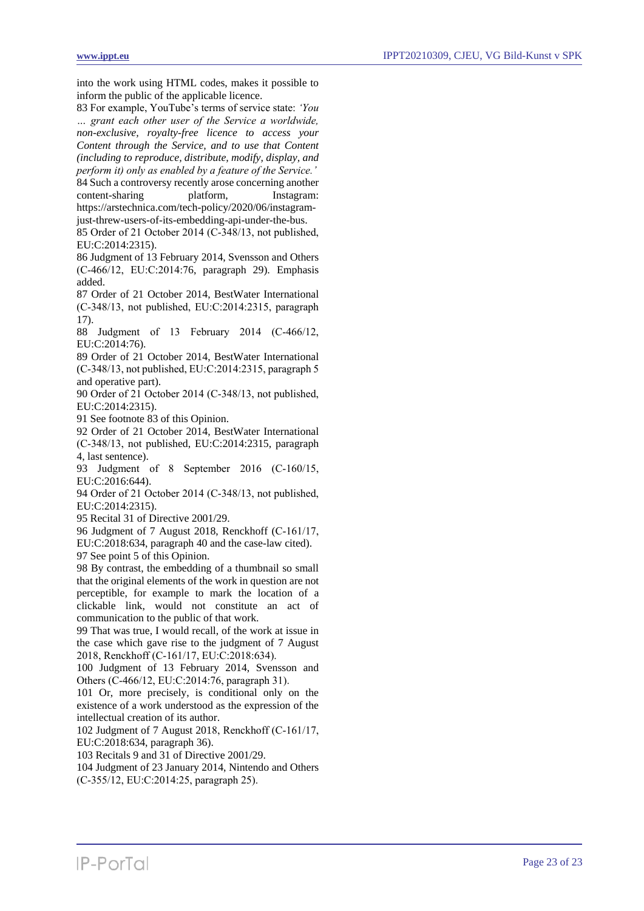into the work using HTML codes, makes it possible to inform the public of the applicable licence.

83 For example, YouTube's terms of service state: *'You … grant each other user of the Service a worldwide, non-exclusive, royalty-free licence to access your Content through the Service, and to use that Content (including to reproduce, distribute, modify, display, and perform it) only as enabled by a feature of the Service.'*

84 Such a controversy recently arose concerning another content-sharing platform, Instagram: https://arstechnica.com/tech-policy/2020/06/instagram-just-threw-users-of-its-embedding-api-under-the-bus.

85 Order of 21 October 2014 (C-348/13, not published, EU:C:2014:2315).

86 Judgment of 13 February 2014, Svensson and Others (C-466/12, EU:C:2014:76, paragraph 29). Emphasis added.

87 Order of 21 October 2014, BestWater International (C-348/13, not published, EU:C:2014:2315, paragraph 17).

88 Judgment of 13 February 2014 (C-466/12, EU:C:2014:76).

89 Order of 21 October 2014, BestWater International (C-348/13, not published, EU:C:2014:2315, paragraph 5 and operative part).

90 Order of 21 October 2014 (C-348/13, not published, EU:C:2014:2315).

91 See footnote 83 of this Opinion.

92 Order of 21 October 2014, BestWater International (C-348/13, not published, EU:C:2014:2315, paragraph 4, last sentence).

93 Judgment of 8 September 2016 (C-160/15, EU:C:2016:644).

94 Order of 21 October 2014 (C-348/13, not published, EU:C:2014:2315).

95 Recital 31 of Directive 2001/29.

96 Judgment of 7 August 2018, Renckhoff (C-161/17, EU:C:2018:634, paragraph 40 and the case-law cited).

97 See point 5 of this Opinion.

98 By contrast, the embedding of a thumbnail so small that the original elements of the work in question are not perceptible, for example to mark the location of a clickable link, would not constitute an act of communication to the public of that work.

99 That was true, I would recall, of the work at issue in the case which gave rise to the judgment of 7 August 2018, Renckhoff (C-161/17, EU:C:2018:634).

100 Judgment of 13 February 2014, Svensson and Others (C-466/12, EU:C:2014:76, paragraph 31).

101 Or, more precisely, is conditional only on the existence of a work understood as the expression of the intellectual creation of its author.

102 Judgment of 7 August 2018, Renckhoff (C-161/17, EU:C:2018:634, paragraph 36).

103 Recitals 9 and 31 of Directive 2001/29.

104 Judgment of 23 January 2014, Nintendo and Others (C-355/12, EU:C:2014:25, paragraph 25).